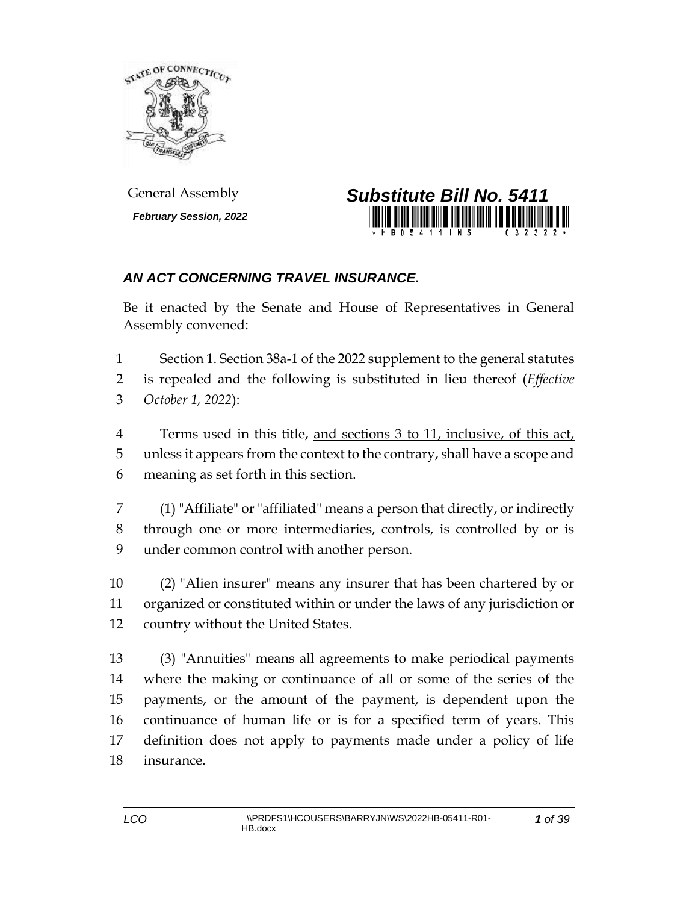General Assembly

***February Session, 2022***

# *Substitute Bill No. 5411*

## *AN ACT CONCERNING TRAVEL INSURANCE.*

Be it enacted by the Senate and House of Representatives in General Assembly convened:

1 Section 1. Section 38a-1 of the 2022 supplement to the general statutes
2 is repealed and the following is substituted in lieu thereof (*Effective*
3 *October 1, 2022*):

4 Terms used in this title, <u>and sections 3 to 11, inclusive, of this act,</u>
5 unless it appears from the context to the contrary, shall have a scope and
6 meaning as set forth in this section.

7 (1) "Affiliate" or "affiliated" means a person that directly, or indirectly
8 through one or more intermediaries, controls, is controlled by or is
9 under common control with another person.

10 (2) "Alien insurer" means any insurer that has been chartered by or
11 organized or constituted within or under the laws of any jurisdiction or
12 country without the United States.

13 (3) "Annuities" means all agreements to make periodical payments
14 where the making or continuance of all or some of the series of the
15 payments, or the amount of the payment, is dependent upon the
16 continuance of human life or is for a specified term of years. This
17 definition does not apply to payments made under a policy of life
18 insurance.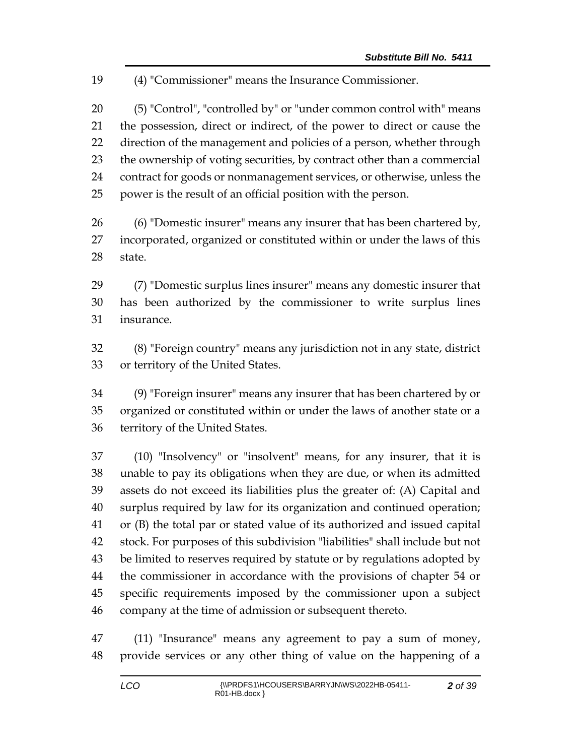(4) "Commissioner" means the Insurance Commissioner.

(5) "Control", "controlled by" or "under common control with" means the possession, direct or indirect, of the power to direct or cause the direction of the management and policies of a person, whether through the ownership of voting securities, by contract other than a commercial contract for goods or nonmanagement services, or otherwise, unless the power is the result of an official position with the person.

(6) "Domestic insurer" means any insurer that has been chartered by, incorporated, organized or constituted within or under the laws of this state.

(7) "Domestic surplus lines insurer" means any domestic insurer that has been authorized by the commissioner to write surplus lines insurance.

(8) "Foreign country" means any jurisdiction not in any state, district or territory of the United States.

(9) "Foreign insurer" means any insurer that has been chartered by or organized or constituted within or under the laws of another state or a territory of the United States.

(10) "Insolvency" or "insolvent" means, for any insurer, that it is unable to pay its obligations when they are due, or when its admitted assets do not exceed its liabilities plus the greater of: (A) Capital and surplus required by law for its organization and continued operation; or (B) the total par or stated value of its authorized and issued capital stock. For purposes of this subdivision "liabilities" shall include but not be limited to reserves required by statute or by regulations adopted by the commissioner in accordance with the provisions of chapter 54 or specific requirements imposed by the commissioner upon a subject company at the time of admission or subsequent thereto.

(11) "Insurance" means any agreement to pay a sum of money, provide services or any other thing of value on the happening of a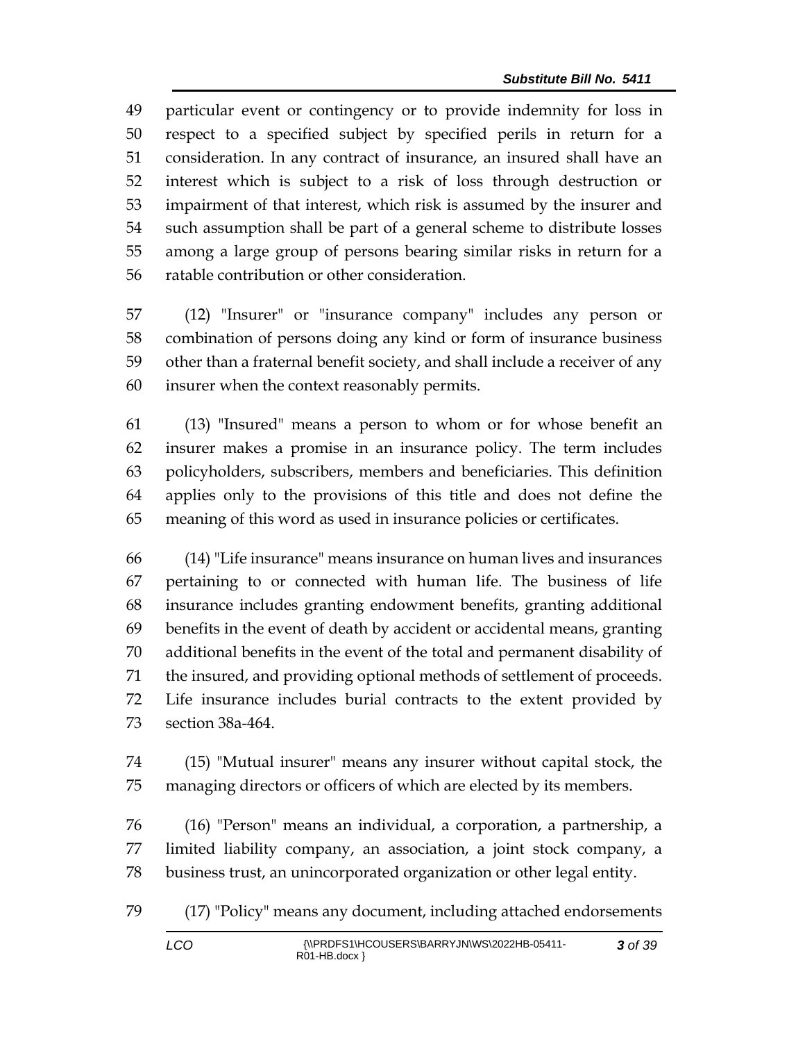particular event or contingency or to provide indemnity for loss in respect to a specified subject by specified perils in return for a consideration. In any contract of insurance, an insured shall have an interest which is subject to a risk of loss through destruction or impairment of that interest, which risk is assumed by the insurer and such assumption shall be part of a general scheme to distribute losses among a large group of persons bearing similar risks in return for a ratable contribution or other consideration.

(12) "Insurer" or "insurance company" includes any person or combination of persons doing any kind or form of insurance business other than a fraternal benefit society, and shall include a receiver of any insurer when the context reasonably permits.

(13) "Insured" means a person to whom or for whose benefit an insurer makes a promise in an insurance policy. The term includes policyholders, subscribers, members and beneficiaries. This definition applies only to the provisions of this title and does not define the meaning of this word as used in insurance policies or certificates.

(14) "Life insurance" means insurance on human lives and insurances pertaining to or connected with human life. The business of life insurance includes granting endowment benefits, granting additional benefits in the event of death by accident or accidental means, granting additional benefits in the event of the total and permanent disability of the insured, and providing optional methods of settlement of proceeds. Life insurance includes burial contracts to the extent provided by section 38a-464.

(15) "Mutual insurer" means any insurer without capital stock, the managing directors or officers of which are elected by its members.

(16) "Person" means an individual, a corporation, a partnership, a limited liability company, an association, a joint stock company, a business trust, an unincorporated organization or other legal entity.

(17) "Policy" means any document, including attached endorsements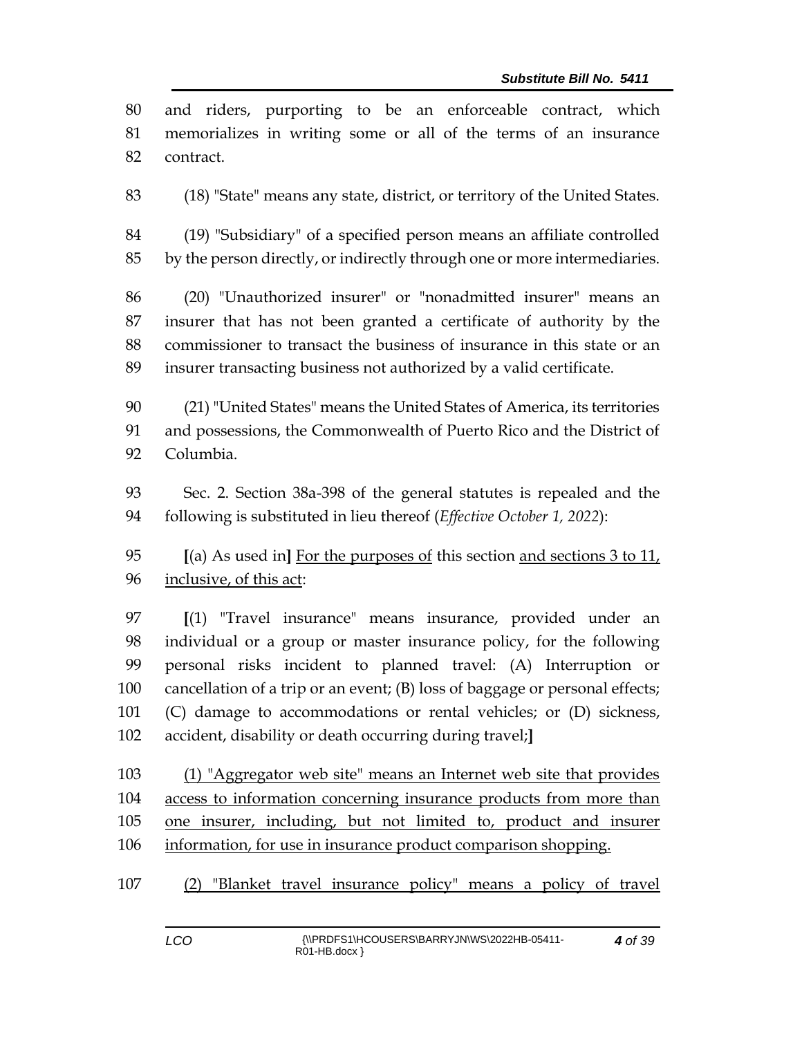and riders, purporting to be an enforceable contract, which memorializes in writing some or all of the terms of an insurance contract.

(18) "State" means any state, district, or territory of the United States.

(19) "Subsidiary" of a specified person means an affiliate controlled by the person directly, or indirectly through one or more intermediaries.

(20) "Unauthorized insurer" or "nonadmitted insurer" means an insurer that has not been granted a certificate of authority by the commissioner to transact the business of insurance in this state or an insurer transacting business not authorized by a valid certificate.

(21) "United States" means the United States of America, its territories and possessions, the Commonwealth of Puerto Rico and the District of Columbia.

Sec. 2. Section 38a-398 of the general statutes is repealed and the following is substituted in lieu thereof (*Effective October 1, 2022*):

**[**(a) As used in**]** <u>For the purposes of</u> this section <u>and sections 3 to 11, inclusive, of this act</u>:

**[**(1) "Travel insurance" means insurance, provided under an individual or a group or master insurance policy, for the following personal risks incident to planned travel: (A) Interruption or cancellation of a trip or an event; (B) loss of baggage or personal effects; (C) damage to accommodations or rental vehicles; or (D) sickness, accident, disability or death occurring during travel;**]**

<u>(1) "Aggregator web site" means an Internet web site that provides access to information concerning insurance products from more than one insurer, including, but not limited to, product and insurer information, for use in insurance product comparison shopping.</u>

<u>(2) "Blanket travel insurance policy" means a policy of travel</u>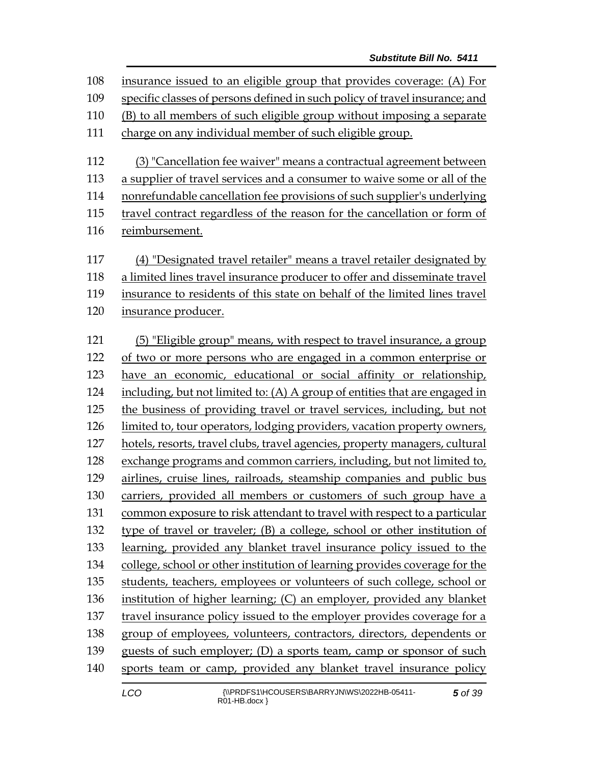insurance issued to an eligible group that provides coverage: (A) For specific classes of persons defined in such policy of travel insurance; and (B) to all members of such eligible group without imposing a separate charge on any individual member of such eligible group.

(3) "Cancellation fee waiver" means a contractual agreement between a supplier of travel services and a consumer to waive some or all of the nonrefundable cancellation fee provisions of such supplier's underlying travel contract regardless of the reason for the cancellation or form of reimbursement.

(4) "Designated travel retailer" means a travel retailer designated by a limited lines travel insurance producer to offer and disseminate travel insurance to residents of this state on behalf of the limited lines travel insurance producer.

(5) "Eligible group" means, with respect to travel insurance, a group of two or more persons who are engaged in a common enterprise or have an economic, educational or social affinity or relationship, including, but not limited to: (A) A group of entities that are engaged in the business of providing travel or travel services, including, but not limited to, tour operators, lodging providers, vacation property owners, hotels, resorts, travel clubs, travel agencies, property managers, cultural exchange programs and common carriers, including, but not limited to, airlines, cruise lines, railroads, steamship companies and public bus carriers, provided all members or customers of such group have a common exposure to risk attendant to travel with respect to a particular type of travel or traveler; (B) a college, school or other institution of learning, provided any blanket travel insurance policy issued to the college, school or other institution of learning provides coverage for the students, teachers, employees or volunteers of such college, school or institution of higher learning; (C) an employer, provided any blanket travel insurance policy issued to the employer provides coverage for a group of employees, volunteers, contractors, directors, dependents or guests of such employer; (D) a sports team, camp or sponsor of such sports team or camp, provided any blanket travel insurance policy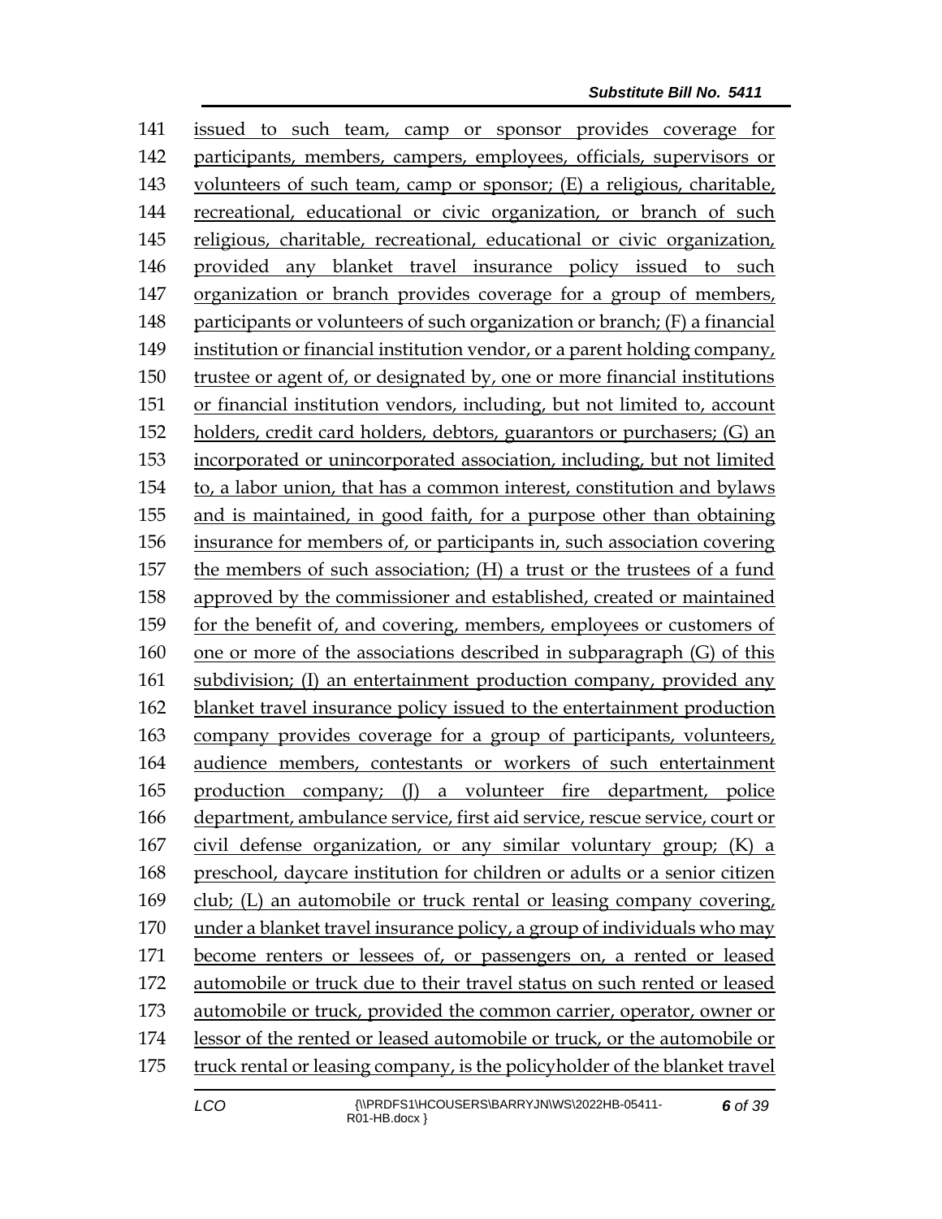issued to such team, camp or sponsor provides coverage for participants, members, campers, employees, officials, supervisors or volunteers of such team, camp or sponsor; (E) a religious, charitable, recreational, educational or civic organization, or branch of such religious, charitable, recreational, educational or civic organization, provided any blanket travel insurance policy issued to such organization or branch provides coverage for a group of members, participants or volunteers of such organization or branch; (F) a financial institution or financial institution vendor, or a parent holding company, trustee or agent of, or designated by, one or more financial institutions or financial institution vendors, including, but not limited to, account holders, credit card holders, debtors, guarantors or purchasers; (G) an incorporated or unincorporated association, including, but not limited to, a labor union, that has a common interest, constitution and bylaws and is maintained, in good faith, for a purpose other than obtaining insurance for members of, or participants in, such association covering the members of such association; (H) a trust or the trustees of a fund approved by the commissioner and established, created or maintained for the benefit of, and covering, members, employees or customers of one or more of the associations described in subparagraph (G) of this subdivision; (I) an entertainment production company, provided any blanket travel insurance policy issued to the entertainment production company provides coverage for a group of participants, volunteers, audience members, contestants or workers of such entertainment production company; (J) a volunteer fire department, police department, ambulance service, first aid service, rescue service, court or civil defense organization, or any similar voluntary group; (K) a preschool, daycare institution for children or adults or a senior citizen club; (L) an automobile or truck rental or leasing company covering, under a blanket travel insurance policy, a group of individuals who may become renters or lessees of, or passengers on, a rented or leased automobile or truck due to their travel status on such rented or leased automobile or truck, provided the common carrier, operator, owner or lessor of the rented or leased automobile or truck, or the automobile or truck rental or leasing company, is the policyholder of the blanket travel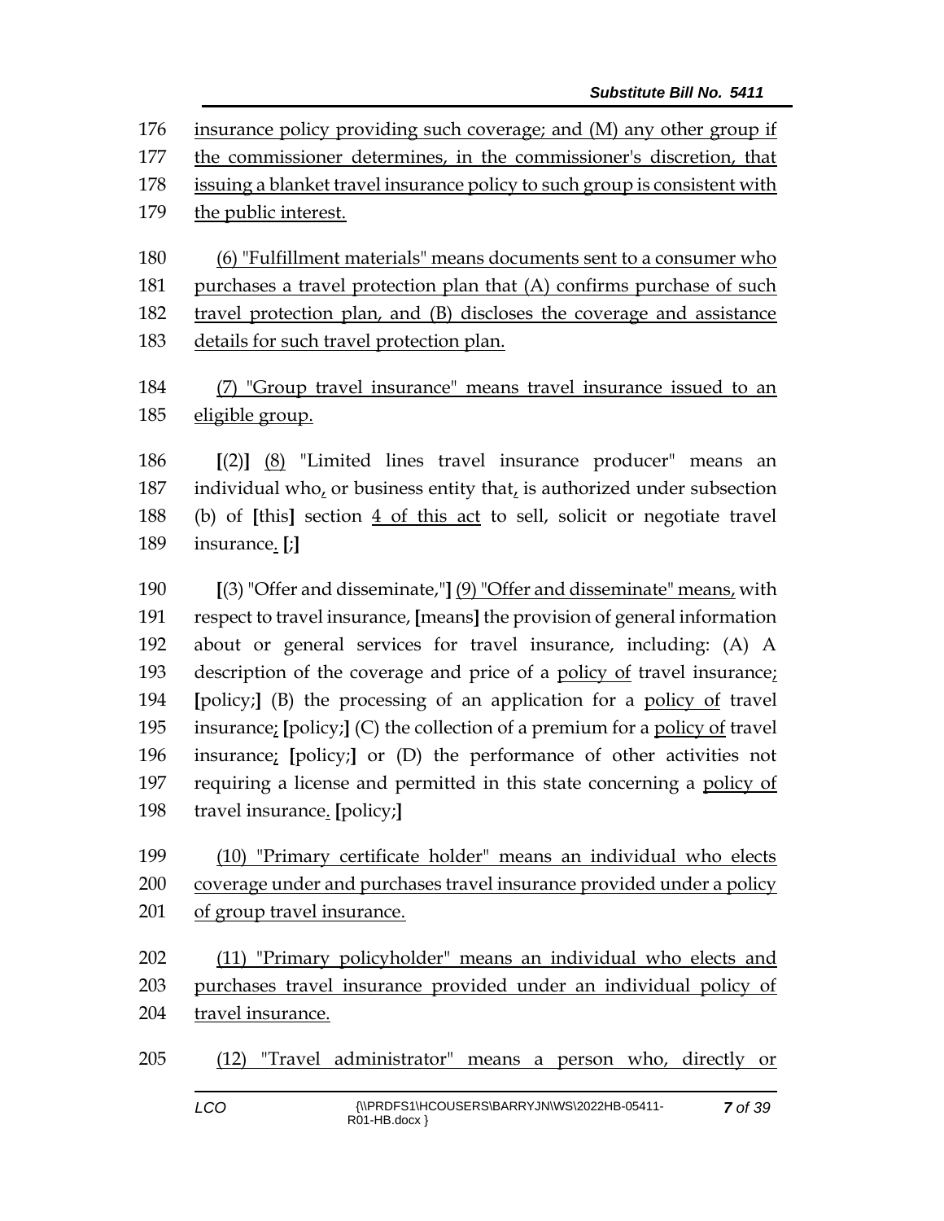insurance policy providing such coverage; and (M) any other group if the commissioner determines, in the commissioner's discretion, that issuing a blanket travel insurance policy to such group is consistent with the public interest.

(6) "Fulfillment materials" means documents sent to a consumer who purchases a travel protection plan that (A) confirms purchase of such travel protection plan, and (B) discloses the coverage and assistance details for such travel protection plan.

(7) "Group travel insurance" means travel insurance issued to an eligible group.

[(2)] (8) "Limited lines travel insurance producer" means an individual who, or business entity that, is authorized under subsection (b) of [this] section 4 of this act to sell, solicit or negotiate travel insurance. [;]

[(3) "Offer and disseminate,"] (9) "Offer and disseminate" means, with respect to travel insurance, [means] the provision of general information about or general services for travel insurance, including: (A) A description of the coverage and price of a policy of travel insurance; [policy;] (B) the processing of an application for a policy of travel insurance; [policy;] (C) the collection of a premium for a policy of travel insurance; [policy;] or (D) the performance of other activities not requiring a license and permitted in this state concerning a policy of travel insurance. [policy;]

(10) "Primary certificate holder" means an individual who elects coverage under and purchases travel insurance provided under a policy of group travel insurance.

(11) "Primary policyholder" means an individual who elects and purchases travel insurance provided under an individual policy of travel insurance.

(12) "Travel administrator" means a person who, directly or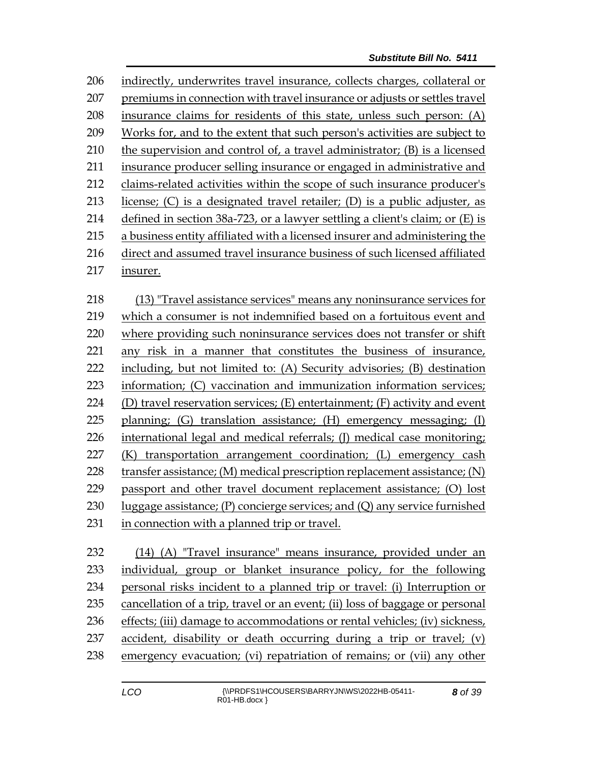indirectly, underwrites travel insurance, collects charges, collateral or premiums in connection with travel insurance or adjusts or settles travel insurance claims for residents of this state, unless such person: (A) Works for, and to the extent that such person's activities are subject to the supervision and control of, a travel administrator; (B) is a licensed insurance producer selling insurance or engaged in administrative and claims-related activities within the scope of such insurance producer's license; (C) is a designated travel retailer; (D) is a public adjuster, as defined in section 38a-723, or a lawyer settling a client's claim; or (E) is a business entity affiliated with a licensed insurer and administering the direct and assumed travel insurance business of such licensed affiliated insurer.

(13) "Travel assistance services" means any noninsurance services for which a consumer is not indemnified based on a fortuitous event and where providing such noninsurance services does not transfer or shift any risk in a manner that constitutes the business of insurance, including, but not limited to: (A) Security advisories; (B) destination information; (C) vaccination and immunization information services; (D) travel reservation services; (E) entertainment; (F) activity and event planning; (G) translation assistance; (H) emergency messaging; (I) international legal and medical referrals; (J) medical case monitoring; (K) transportation arrangement coordination; (L) emergency cash transfer assistance; (M) medical prescription replacement assistance; (N) passport and other travel document replacement assistance; (O) lost luggage assistance; (P) concierge services; and (Q) any service furnished in connection with a planned trip or travel.

(14) (A) "Travel insurance" means insurance, provided under an individual, group or blanket insurance policy, for the following personal risks incident to a planned trip or travel: (i) Interruption or cancellation of a trip, travel or an event; (ii) loss of baggage or personal effects; (iii) damage to accommodations or rental vehicles; (iv) sickness, accident, disability or death occurring during a trip or travel; (v) emergency evacuation; (vi) repatriation of remains; or (vii) any other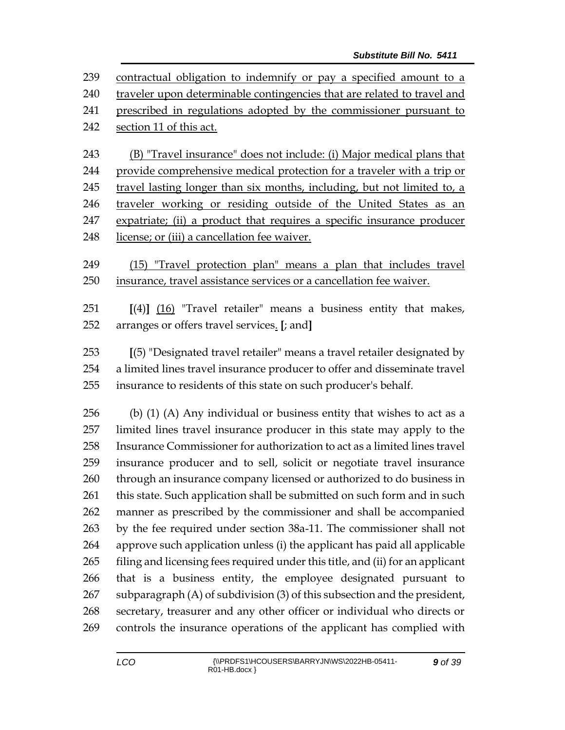contractual obligation to indemnify or pay a specified amount to a traveler upon determinable contingencies that are related to travel and prescribed in regulations adopted by the commissioner pursuant to section 11 of this act.

(B) "Travel insurance" does not include: (i) Major medical plans that provide comprehensive medical protection for a traveler with a trip or travel lasting longer than six months, including, but not limited to, a traveler working or residing outside of the United States as an expatriate; (ii) a product that requires a specific insurance producer license; or (iii) a cancellation fee waiver.

(15) "Travel protection plan" means a plan that includes travel insurance, travel assistance services or a cancellation fee waiver.

[(4)] (16) "Travel retailer" means a business entity that makes, arranges or offers travel services. [; and]

[(5) "Designated travel retailer" means a travel retailer designated by a limited lines travel insurance producer to offer and disseminate travel insurance to residents of this state on such producer's behalf.

(b) (1) (A) Any individual or business entity that wishes to act as a limited lines travel insurance producer in this state may apply to the Insurance Commissioner for authorization to act as a limited lines travel insurance producer and to sell, solicit or negotiate travel insurance through an insurance company licensed or authorized to do business in this state. Such application shall be submitted on such form and in such manner as prescribed by the commissioner and shall be accompanied by the fee required under section 38a-11. The commissioner shall not approve such application unless (i) the applicant has paid all applicable filing and licensing fees required under this title, and (ii) for an applicant that is a business entity, the employee designated pursuant to subparagraph (A) of subdivision (3) of this subsection and the president, secretary, treasurer and any other officer or individual who directs or controls the insurance operations of the applicant has complied with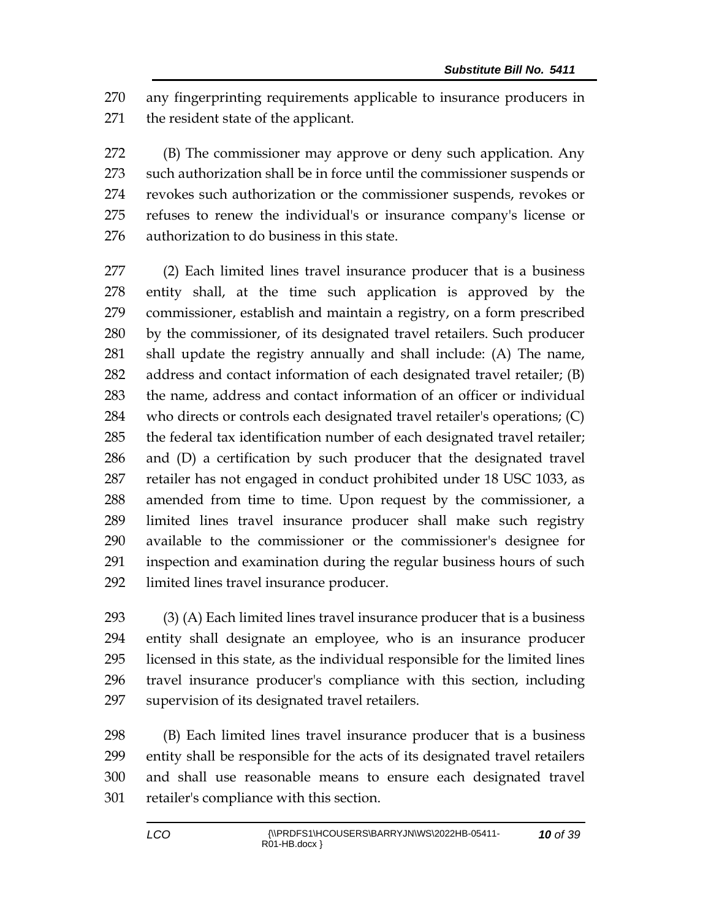any fingerprinting requirements applicable to insurance producers in the resident state of the applicant.

(B) The commissioner may approve or deny such application. Any such authorization shall be in force until the commissioner suspends or revokes such authorization or the commissioner suspends, revokes or refuses to renew the individual's or insurance company's license or authorization to do business in this state.

(2) Each limited lines travel insurance producer that is a business entity shall, at the time such application is approved by the commissioner, establish and maintain a registry, on a form prescribed by the commissioner, of its designated travel retailers. Such producer shall update the registry annually and shall include: (A) The name, address and contact information of each designated travel retailer; (B) the name, address and contact information of an officer or individual who directs or controls each designated travel retailer's operations; (C) the federal tax identification number of each designated travel retailer; and (D) a certification by such producer that the designated travel retailer has not engaged in conduct prohibited under 18 USC 1033, as amended from time to time. Upon request by the commissioner, a limited lines travel insurance producer shall make such registry available to the commissioner or the commissioner's designee for inspection and examination during the regular business hours of such limited lines travel insurance producer.

(3) (A) Each limited lines travel insurance producer that is a business entity shall designate an employee, who is an insurance producer licensed in this state, as the individual responsible for the limited lines travel insurance producer's compliance with this section, including supervision of its designated travel retailers.

(B) Each limited lines travel insurance producer that is a business entity shall be responsible for the acts of its designated travel retailers and shall use reasonable means to ensure each designated travel retailer's compliance with this section.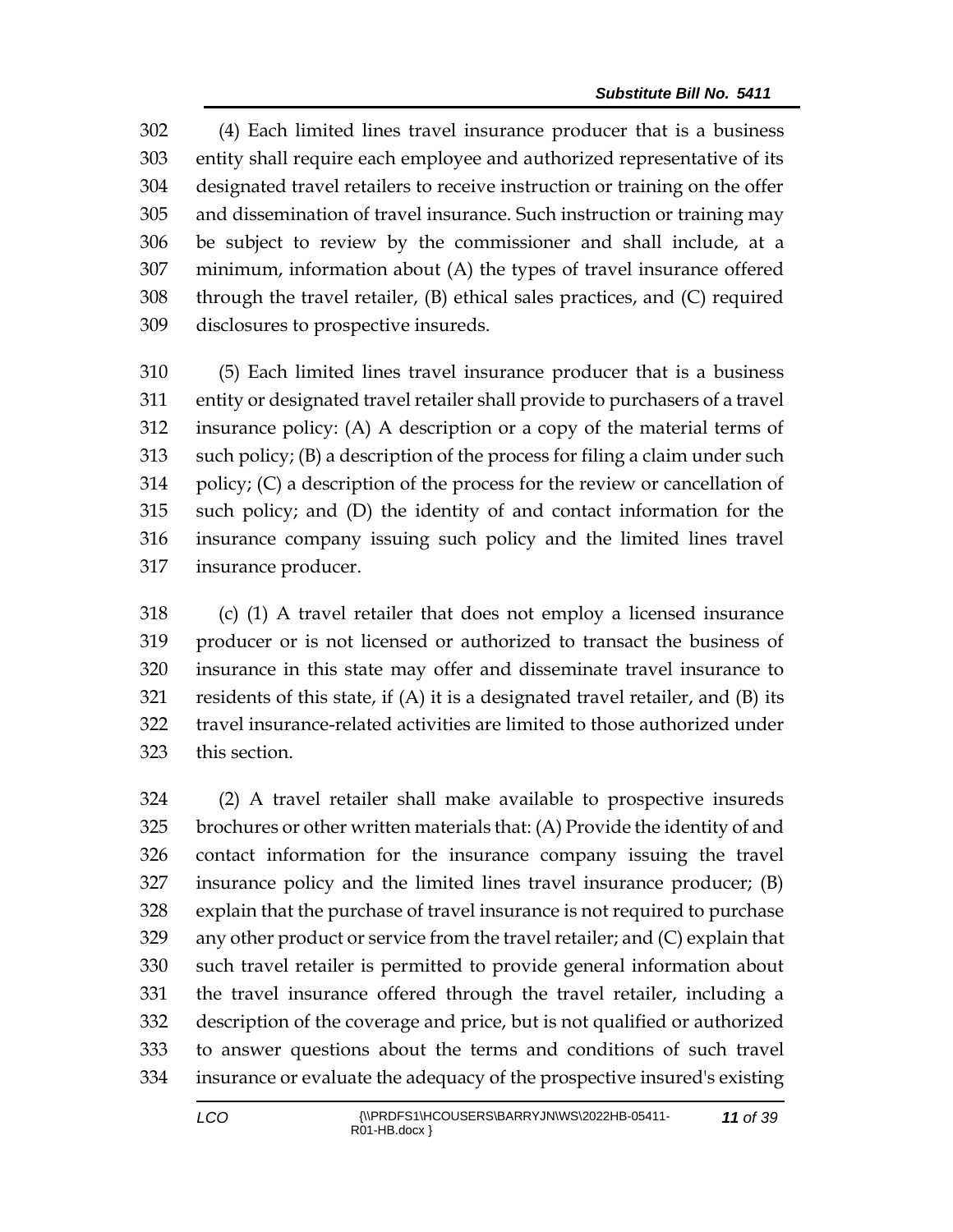(4) Each limited lines travel insurance producer that is a business entity shall require each employee and authorized representative of its designated travel retailers to receive instruction or training on the offer and dissemination of travel insurance. Such instruction or training may be subject to review by the commissioner and shall include, at a minimum, information about (A) the types of travel insurance offered through the travel retailer, (B) ethical sales practices, and (C) required disclosures to prospective insureds.

(5) Each limited lines travel insurance producer that is a business entity or designated travel retailer shall provide to purchasers of a travel insurance policy: (A) A description or a copy of the material terms of such policy; (B) a description of the process for filing a claim under such policy; (C) a description of the process for the review or cancellation of such policy; and (D) the identity of and contact information for the insurance company issuing such policy and the limited lines travel insurance producer.

(c) (1) A travel retailer that does not employ a licensed insurance producer or is not licensed or authorized to transact the business of insurance in this state may offer and disseminate travel insurance to residents of this state, if (A) it is a designated travel retailer, and (B) its travel insurance-related activities are limited to those authorized under this section.

(2) A travel retailer shall make available to prospective insureds brochures or other written materials that: (A) Provide the identity of and contact information for the insurance company issuing the travel insurance policy and the limited lines travel insurance producer; (B) explain that the purchase of travel insurance is not required to purchase any other product or service from the travel retailer; and (C) explain that such travel retailer is permitted to provide general information about the travel insurance offered through the travel retailer, including a description of the coverage and price, but is not qualified or authorized to answer questions about the terms and conditions of such travel insurance or evaluate the adequacy of the prospective insured's existing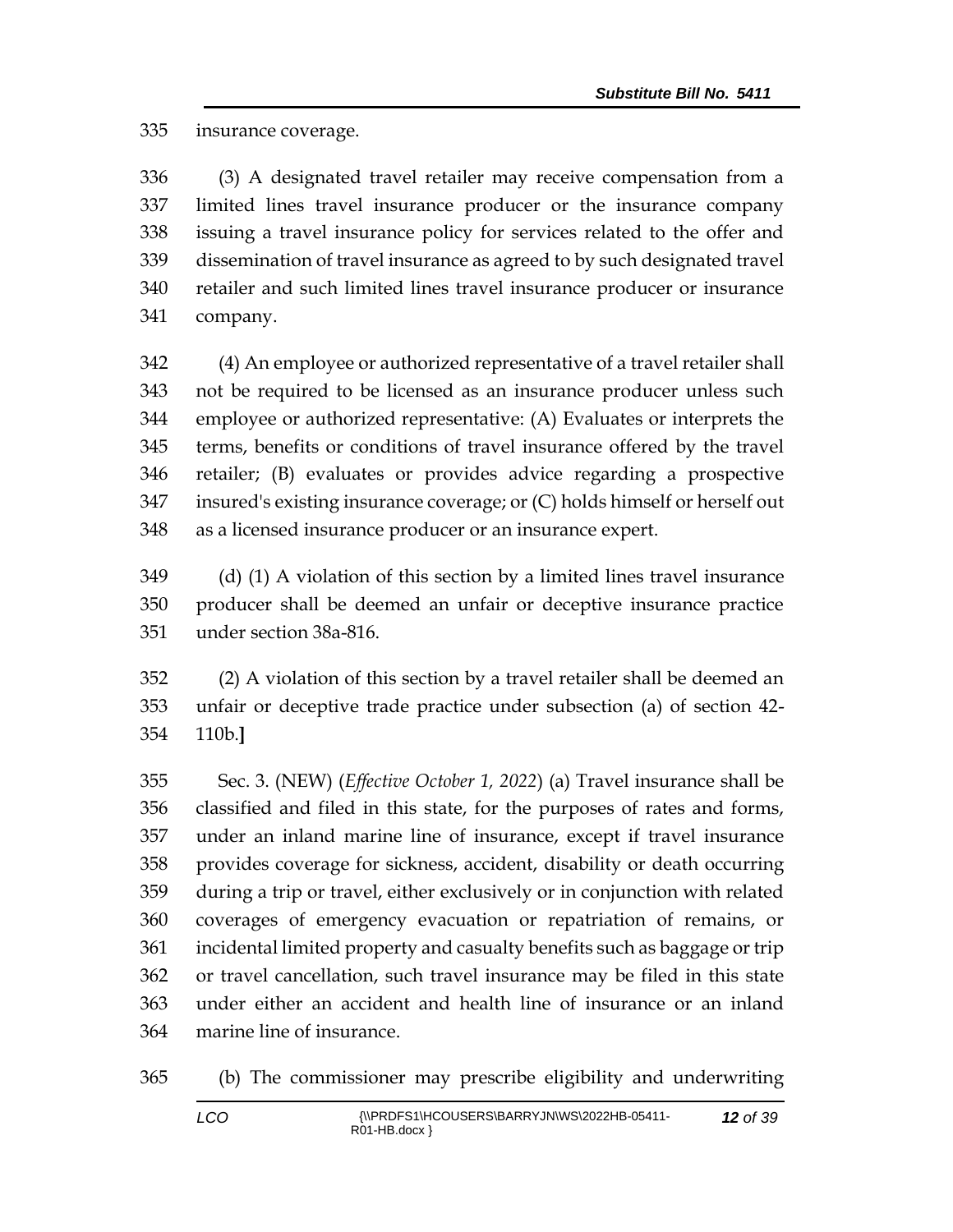insurance coverage.

(3) A designated travel retailer may receive compensation from a limited lines travel insurance producer or the insurance company issuing a travel insurance policy for services related to the offer and dissemination of travel insurance as agreed to by such designated travel retailer and such limited lines travel insurance producer or insurance company.

(4) An employee or authorized representative of a travel retailer shall not be required to be licensed as an insurance producer unless such employee or authorized representative: (A) Evaluates or interprets the terms, benefits or conditions of travel insurance offered by the travel retailer; (B) evaluates or provides advice regarding a prospective insured's existing insurance coverage; or (C) holds himself or herself out as a licensed insurance producer or an insurance expert.

(d) (1) A violation of this section by a limited lines travel insurance producer shall be deemed an unfair or deceptive insurance practice under section 38a-816.

(2) A violation of this section by a travel retailer shall be deemed an unfair or deceptive trade practice under subsection (a) of section 42-110b.**]**

Sec. 3. (NEW) (*Effective October 1, 2022*) (a) Travel insurance shall be classified and filed in this state, for the purposes of rates and forms, under an inland marine line of insurance, except if travel insurance provides coverage for sickness, accident, disability or death occurring during a trip or travel, either exclusively or in conjunction with related coverages of emergency evacuation or repatriation of remains, or incidental limited property and casualty benefits such as baggage or trip or travel cancellation, such travel insurance may be filed in this state under either an accident and health line of insurance or an inland marine line of insurance.

(b) The commissioner may prescribe eligibility and underwriting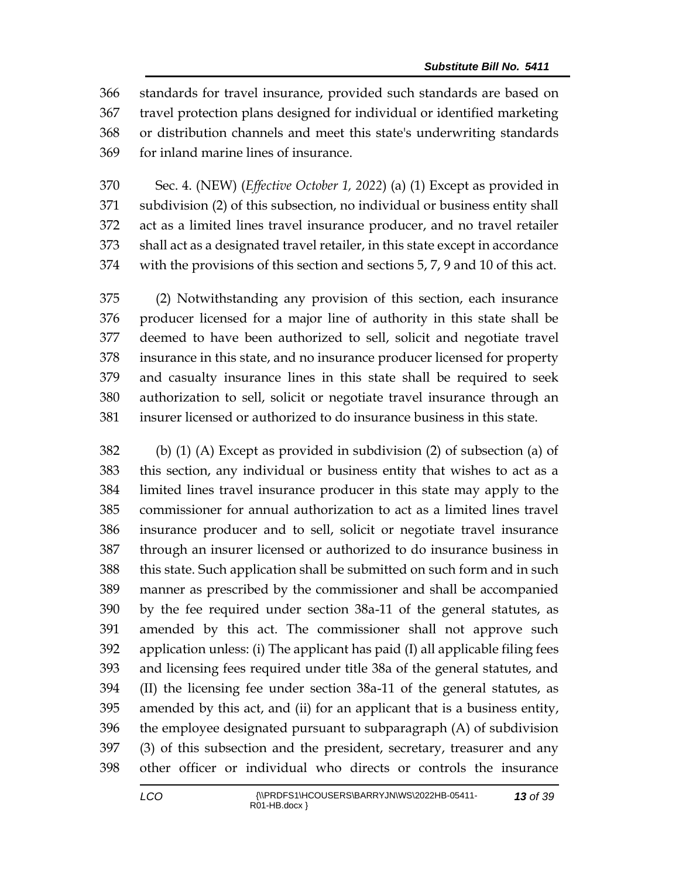standards for travel insurance, provided such standards are based on travel protection plans designed for individual or identified marketing or distribution channels and meet this state's underwriting standards for inland marine lines of insurance.

Sec. 4. (NEW) (*Effective October 1, 2022*) (a) (1) Except as provided in subdivision (2) of this subsection, no individual or business entity shall act as a limited lines travel insurance producer, and no travel retailer shall act as a designated travel retailer, in this state except in accordance with the provisions of this section and sections 5, 7, 9 and 10 of this act.

(2) Notwithstanding any provision of this section, each insurance producer licensed for a major line of authority in this state shall be deemed to have been authorized to sell, solicit and negotiate travel insurance in this state, and no insurance producer licensed for property and casualty insurance lines in this state shall be required to seek authorization to sell, solicit or negotiate travel insurance through an insurer licensed or authorized to do insurance business in this state.

(b) (1) (A) Except as provided in subdivision (2) of subsection (a) of this section, any individual or business entity that wishes to act as a limited lines travel insurance producer in this state may apply to the commissioner for annual authorization to act as a limited lines travel insurance producer and to sell, solicit or negotiate travel insurance through an insurer licensed or authorized to do insurance business in this state. Such application shall be submitted on such form and in such manner as prescribed by the commissioner and shall be accompanied by the fee required under section 38a-11 of the general statutes, as amended by this act. The commissioner shall not approve such application unless: (i) The applicant has paid (I) all applicable filing fees and licensing fees required under title 38a of the general statutes, and (II) the licensing fee under section 38a-11 of the general statutes, as amended by this act, and (ii) for an applicant that is a business entity, the employee designated pursuant to subparagraph (A) of subdivision (3) of this subsection and the president, secretary, treasurer and any other officer or individual who directs or controls the insurance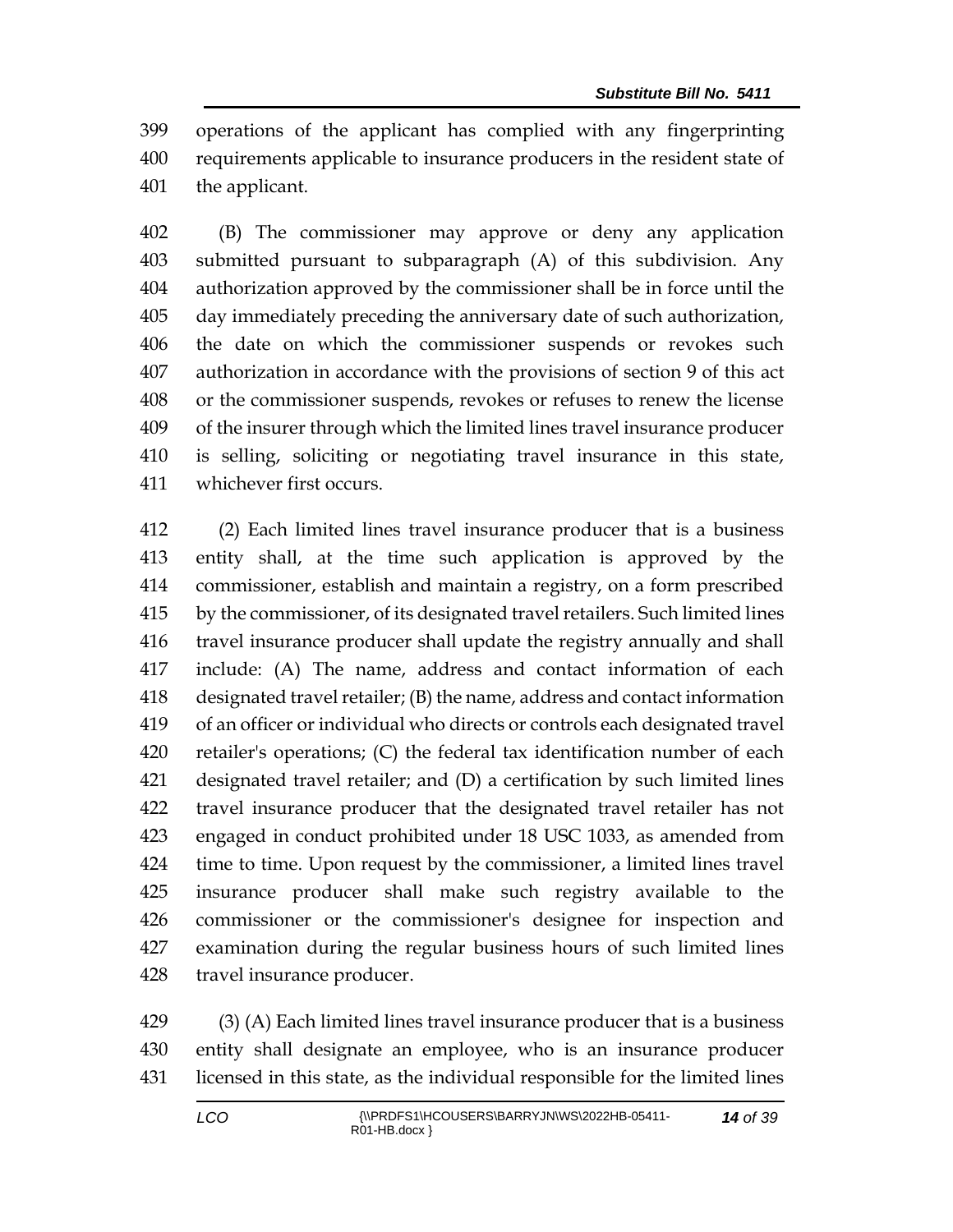operations of the applicant has complied with any fingerprinting requirements applicable to insurance producers in the resident state of the applicant.

(B) The commissioner may approve or deny any application submitted pursuant to subparagraph (A) of this subdivision. Any authorization approved by the commissioner shall be in force until the day immediately preceding the anniversary date of such authorization, the date on which the commissioner suspends or revokes such authorization in accordance with the provisions of section 9 of this act or the commissioner suspends, revokes or refuses to renew the license of the insurer through which the limited lines travel insurance producer is selling, soliciting or negotiating travel insurance in this state, whichever first occurs.

(2) Each limited lines travel insurance producer that is a business entity shall, at the time such application is approved by the commissioner, establish and maintain a registry, on a form prescribed by the commissioner, of its designated travel retailers. Such limited lines travel insurance producer shall update the registry annually and shall include: (A) The name, address and contact information of each designated travel retailer; (B) the name, address and contact information of an officer or individual who directs or controls each designated travel retailer's operations; (C) the federal tax identification number of each designated travel retailer; and (D) a certification by such limited lines travel insurance producer that the designated travel retailer has not engaged in conduct prohibited under 18 USC 1033, as amended from time to time. Upon request by the commissioner, a limited lines travel insurance producer shall make such registry available to the commissioner or the commissioner's designee for inspection and examination during the regular business hours of such limited lines travel insurance producer.

(3) (A) Each limited lines travel insurance producer that is a business entity shall designate an employee, who is an insurance producer licensed in this state, as the individual responsible for the limited lines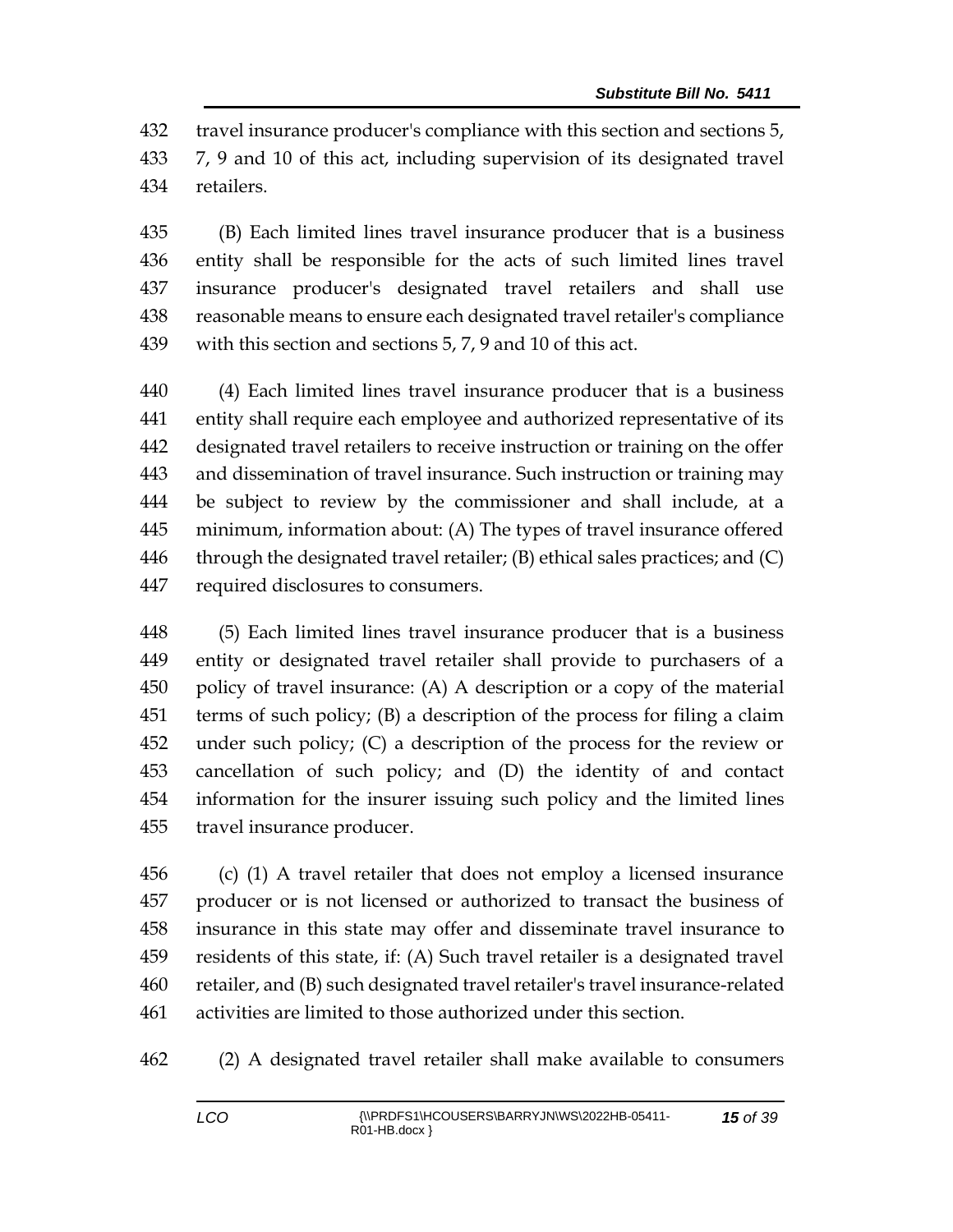travel insurance producer's compliance with this section and sections 5, 7, 9 and 10 of this act, including supervision of its designated travel retailers.

(B) Each limited lines travel insurance producer that is a business entity shall be responsible for the acts of such limited lines travel insurance producer's designated travel retailers and shall use reasonable means to ensure each designated travel retailer's compliance with this section and sections 5, 7, 9 and 10 of this act.

(4) Each limited lines travel insurance producer that is a business entity shall require each employee and authorized representative of its designated travel retailers to receive instruction or training on the offer and dissemination of travel insurance. Such instruction or training may be subject to review by the commissioner and shall include, at a minimum, information about: (A) The types of travel insurance offered through the designated travel retailer; (B) ethical sales practices; and (C) required disclosures to consumers.

(5) Each limited lines travel insurance producer that is a business entity or designated travel retailer shall provide to purchasers of a policy of travel insurance: (A) A description or a copy of the material terms of such policy; (B) a description of the process for filing a claim under such policy; (C) a description of the process for the review or cancellation of such policy; and (D) the identity of and contact information for the insurer issuing such policy and the limited lines travel insurance producer.

(c) (1) A travel retailer that does not employ a licensed insurance producer or is not licensed or authorized to transact the business of insurance in this state may offer and disseminate travel insurance to residents of this state, if: (A) Such travel retailer is a designated travel retailer, and (B) such designated travel retailer's travel insurance-related activities are limited to those authorized under this section.

(2) A designated travel retailer shall make available to consumers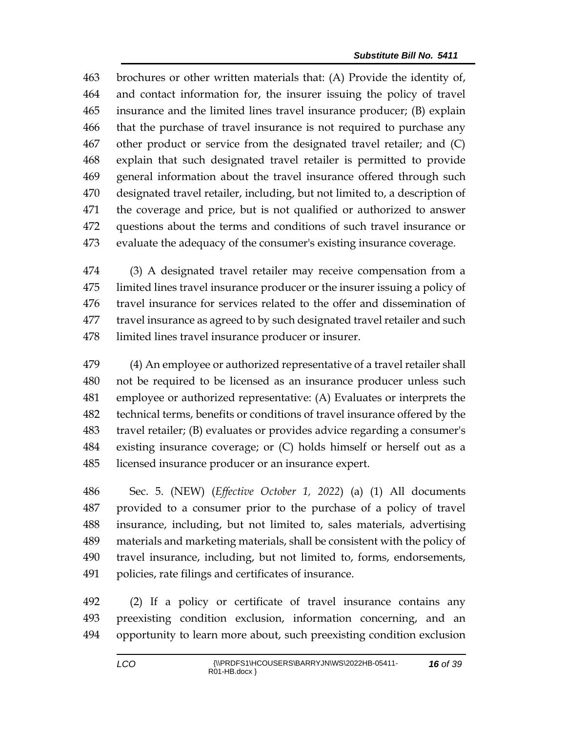brochures or other written materials that: (A) Provide the identity of, and contact information for, the insurer issuing the policy of travel insurance and the limited lines travel insurance producer; (B) explain that the purchase of travel insurance is not required to purchase any other product or service from the designated travel retailer; and (C) explain that such designated travel retailer is permitted to provide general information about the travel insurance offered through such designated travel retailer, including, but not limited to, a description of the coverage and price, but is not qualified or authorized to answer questions about the terms and conditions of such travel insurance or evaluate the adequacy of the consumer's existing insurance coverage.

(3) A designated travel retailer may receive compensation from a limited lines travel insurance producer or the insurer issuing a policy of travel insurance for services related to the offer and dissemination of travel insurance as agreed to by such designated travel retailer and such limited lines travel insurance producer or insurer.

(4) An employee or authorized representative of a travel retailer shall not be required to be licensed as an insurance producer unless such employee or authorized representative: (A) Evaluates or interprets the technical terms, benefits or conditions of travel insurance offered by the travel retailer; (B) evaluates or provides advice regarding a consumer's existing insurance coverage; or (C) holds himself or herself out as a licensed insurance producer or an insurance expert.

Sec. 5. (NEW) (*Effective October 1, 2022*) (a) (1) All documents provided to a consumer prior to the purchase of a policy of travel insurance, including, but not limited to, sales materials, advertising materials and marketing materials, shall be consistent with the policy of travel insurance, including, but not limited to, forms, endorsements, policies, rate filings and certificates of insurance.

(2) If a policy or certificate of travel insurance contains any preexisting condition exclusion, information concerning, and an opportunity to learn more about, such preexisting condition exclusion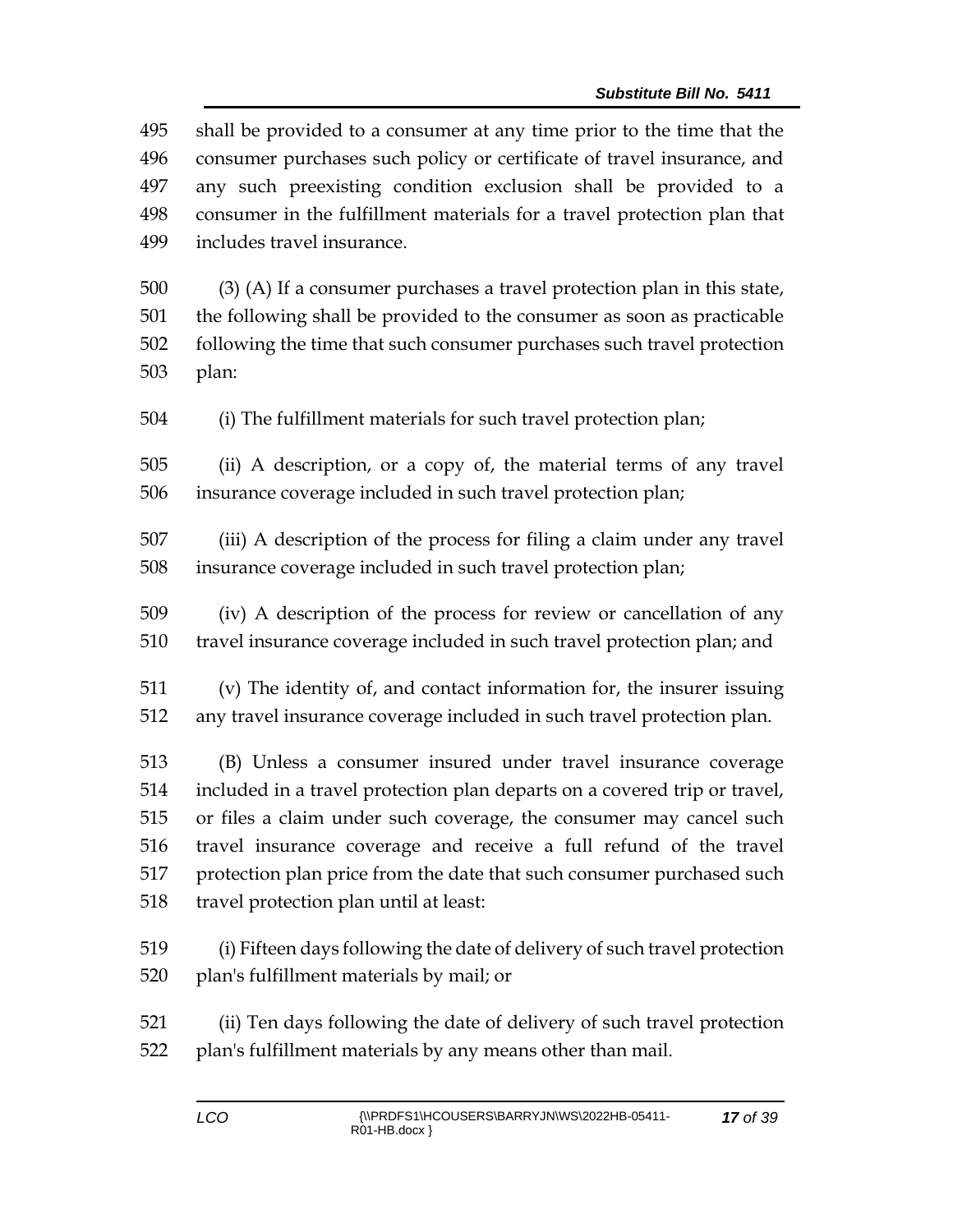shall be provided to a consumer at any time prior to the time that the consumer purchases such policy or certificate of travel insurance, and any such preexisting condition exclusion shall be provided to a consumer in the fulfillment materials for a travel protection plan that includes travel insurance.

(3) (A) If a consumer purchases a travel protection plan in this state, the following shall be provided to the consumer as soon as practicable following the time that such consumer purchases such travel protection plan:

(i) The fulfillment materials for such travel protection plan;

(ii) A description, or a copy of, the material terms of any travel insurance coverage included in such travel protection plan;

(iii) A description of the process for filing a claim under any travel insurance coverage included in such travel protection plan;

(iv) A description of the process for review or cancellation of any travel insurance coverage included in such travel protection plan; and

(v) The identity of, and contact information for, the insurer issuing any travel insurance coverage included in such travel protection plan.

(B) Unless a consumer insured under travel insurance coverage included in a travel protection plan departs on a covered trip or travel, or files a claim under such coverage, the consumer may cancel such travel insurance coverage and receive a full refund of the travel protection plan price from the date that such consumer purchased such travel protection plan until at least:

(i) Fifteen days following the date of delivery of such travel protection plan's fulfillment materials by mail; or

(ii) Ten days following the date of delivery of such travel protection plan's fulfillment materials by any means other than mail.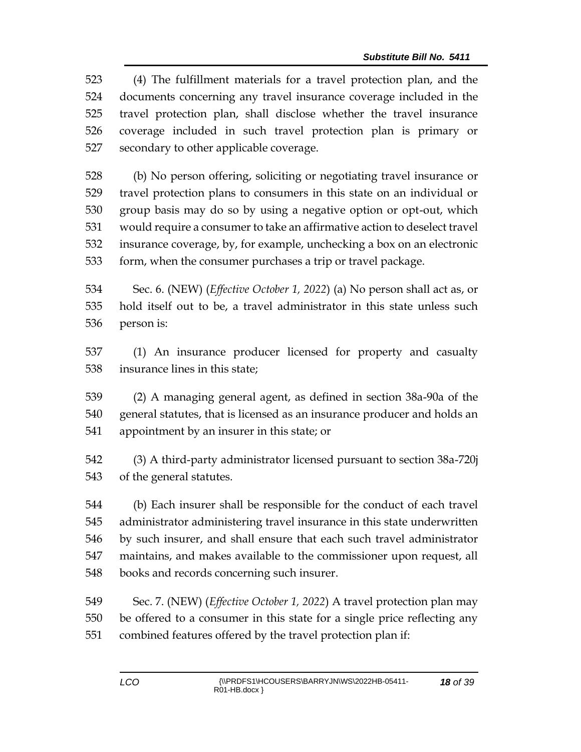(4) The fulfillment materials for a travel protection plan, and the documents concerning any travel insurance coverage included in the travel protection plan, shall disclose whether the travel insurance coverage included in such travel protection plan is primary or secondary to other applicable coverage.

(b) No person offering, soliciting or negotiating travel insurance or travel protection plans to consumers in this state on an individual or group basis may do so by using a negative option or opt-out, which would require a consumer to take an affirmative action to deselect travel insurance coverage, by, for example, unchecking a box on an electronic form, when the consumer purchases a trip or travel package.

Sec. 6. (NEW) (*Effective October 1, 2022*) (a) No person shall act as, or hold itself out to be, a travel administrator in this state unless such person is:

(1) An insurance producer licensed for property and casualty insurance lines in this state;

(2) A managing general agent, as defined in section 38a-90a of the general statutes, that is licensed as an insurance producer and holds an appointment by an insurer in this state; or

(3) A third-party administrator licensed pursuant to section 38a-720j of the general statutes.

(b) Each insurer shall be responsible for the conduct of each travel administrator administering travel insurance in this state underwritten by such insurer, and shall ensure that each such travel administrator maintains, and makes available to the commissioner upon request, all books and records concerning such insurer.

Sec. 7. (NEW) (*Effective October 1, 2022*) A travel protection plan may be offered to a consumer in this state for a single price reflecting any combined features offered by the travel protection plan if: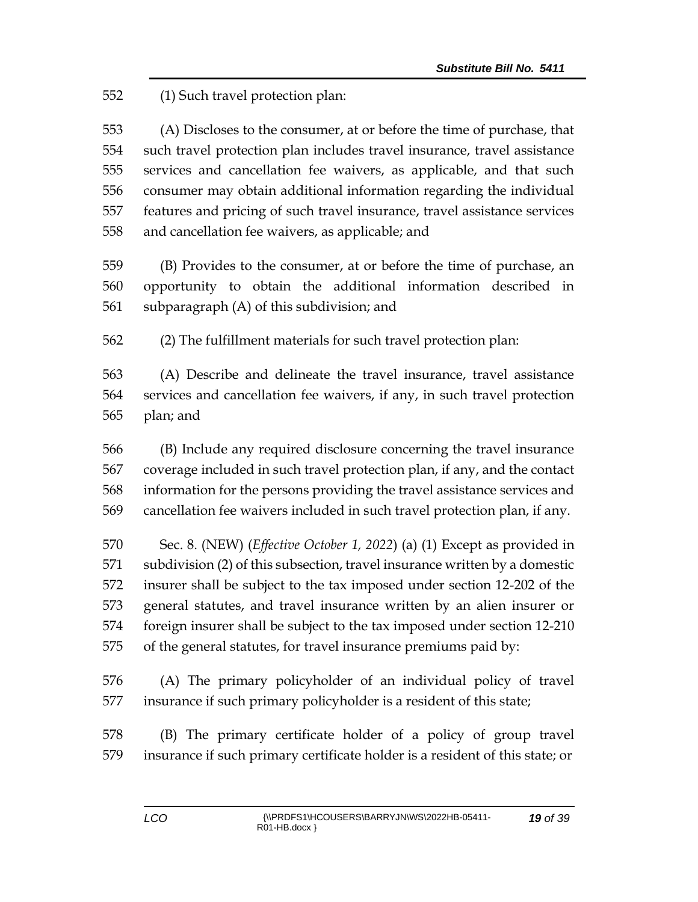(1) Such travel protection plan:

(A) Discloses to the consumer, at or before the time of purchase, that such travel protection plan includes travel insurance, travel assistance services and cancellation fee waivers, as applicable, and that such consumer may obtain additional information regarding the individual features and pricing of such travel insurance, travel assistance services and cancellation fee waivers, as applicable; and

(B) Provides to the consumer, at or before the time of purchase, an opportunity to obtain the additional information described in subparagraph (A) of this subdivision; and

(2) The fulfillment materials for such travel protection plan:

(A) Describe and delineate the travel insurance, travel assistance services and cancellation fee waivers, if any, in such travel protection plan; and

(B) Include any required disclosure concerning the travel insurance coverage included in such travel protection plan, if any, and the contact information for the persons providing the travel assistance services and cancellation fee waivers included in such travel protection plan, if any.

Sec. 8. (NEW) (*Effective October 1, 2022*) (a) (1) Except as provided in subdivision (2) of this subsection, travel insurance written by a domestic insurer shall be subject to the tax imposed under section 12-202 of the general statutes, and travel insurance written by an alien insurer or foreign insurer shall be subject to the tax imposed under section 12-210 of the general statutes, for travel insurance premiums paid by:

(A) The primary policyholder of an individual policy of travel insurance if such primary policyholder is a resident of this state;

(B) The primary certificate holder of a policy of group travel insurance if such primary certificate holder is a resident of this state; or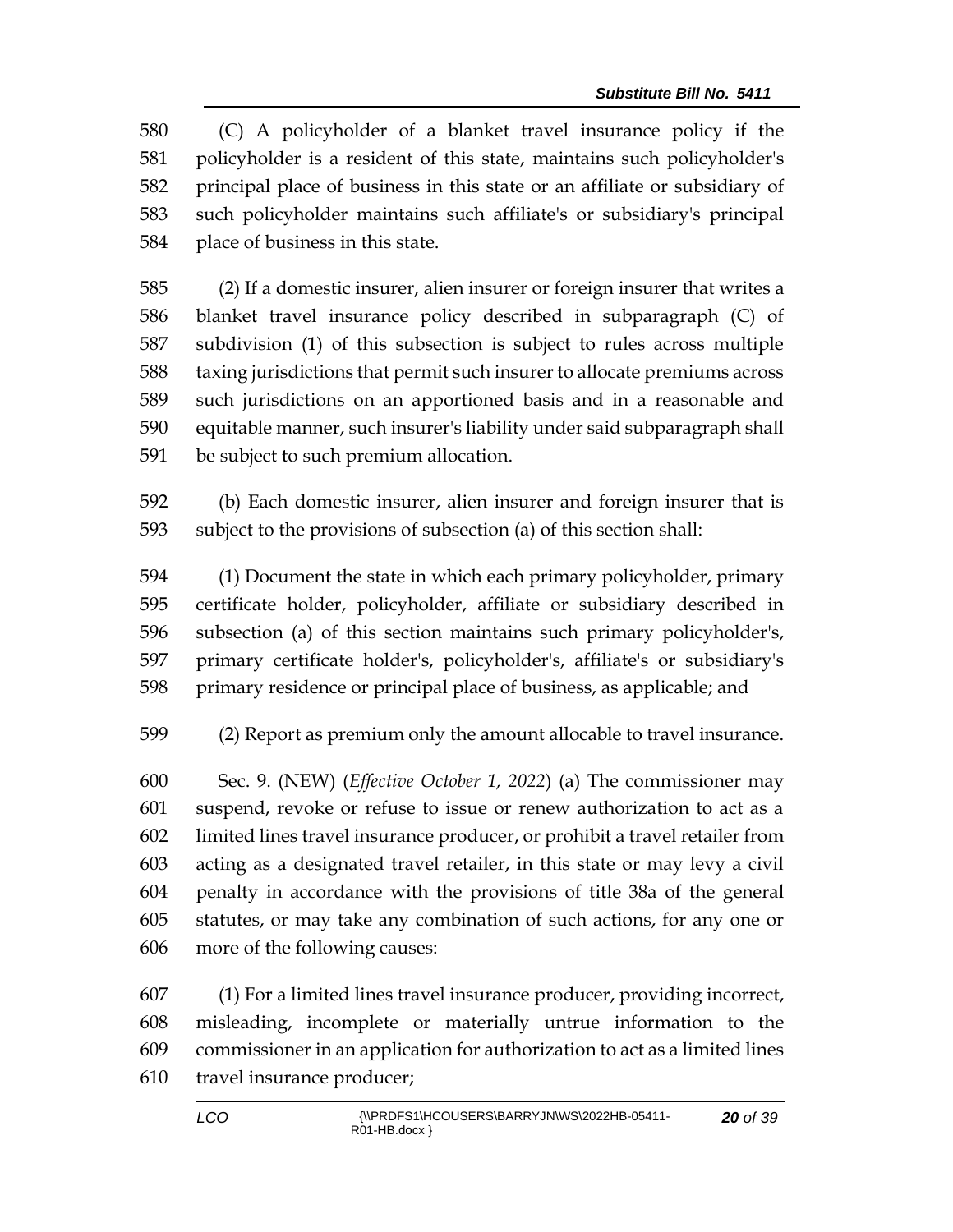(C) A policyholder of a blanket travel insurance policy if the policyholder is a resident of this state, maintains such policyholder's principal place of business in this state or an affiliate or subsidiary of such policyholder maintains such affiliate's or subsidiary's principal place of business in this state.

(2) If a domestic insurer, alien insurer or foreign insurer that writes a blanket travel insurance policy described in subparagraph (C) of subdivision (1) of this subsection is subject to rules across multiple taxing jurisdictions that permit such insurer to allocate premiums across such jurisdictions on an apportioned basis and in a reasonable and equitable manner, such insurer's liability under said subparagraph shall be subject to such premium allocation.

(b) Each domestic insurer, alien insurer and foreign insurer that is subject to the provisions of subsection (a) of this section shall:

(1) Document the state in which each primary policyholder, primary certificate holder, policyholder, affiliate or subsidiary described in subsection (a) of this section maintains such primary policyholder's, primary certificate holder's, policyholder's, affiliate's or subsidiary's primary residence or principal place of business, as applicable; and

(2) Report as premium only the amount allocable to travel insurance.

Sec. 9. (NEW) (*Effective October 1, 2022*) (a) The commissioner may suspend, revoke or refuse to issue or renew authorization to act as a limited lines travel insurance producer, or prohibit a travel retailer from acting as a designated travel retailer, in this state or may levy a civil penalty in accordance with the provisions of title 38a of the general statutes, or may take any combination of such actions, for any one or more of the following causes:

(1) For a limited lines travel insurance producer, providing incorrect, misleading, incomplete or materially untrue information to the commissioner in an application for authorization to act as a limited lines travel insurance producer;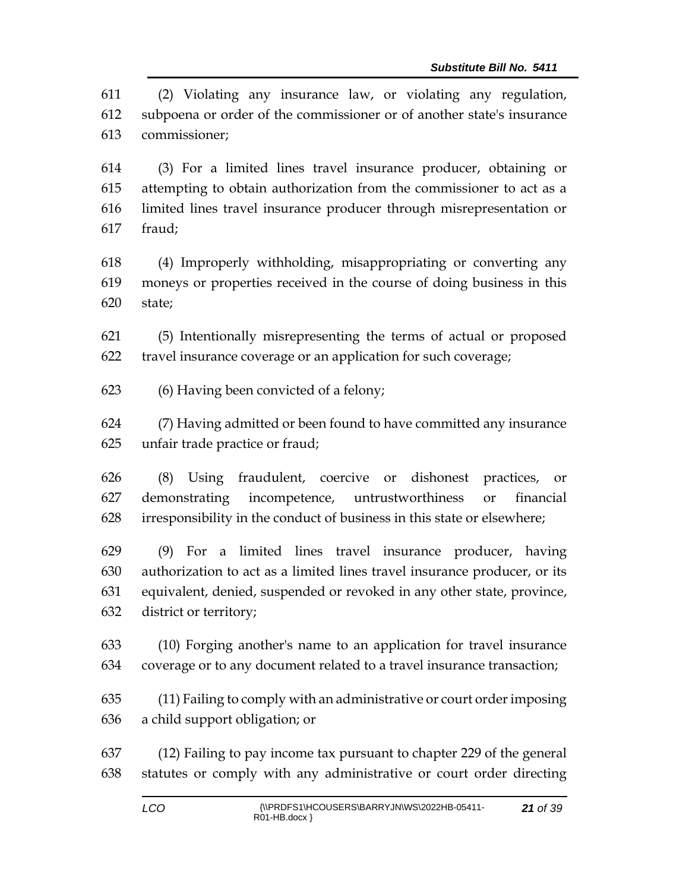(2) Violating any insurance law, or violating any regulation, subpoena or order of the commissioner or of another state's insurance commissioner;

(3) For a limited lines travel insurance producer, obtaining or attempting to obtain authorization from the commissioner to act as a limited lines travel insurance producer through misrepresentation or fraud;

(4) Improperly withholding, misappropriating or converting any moneys or properties received in the course of doing business in this state;

(5) Intentionally misrepresenting the terms of actual or proposed travel insurance coverage or an application for such coverage;

(6) Having been convicted of a felony;

(7) Having admitted or been found to have committed any insurance unfair trade practice or fraud;

(8) Using fraudulent, coercive or dishonest practices, or demonstrating incompetence, untrustworthiness or financial irresponsibility in the conduct of business in this state or elsewhere;

(9) For a limited lines travel insurance producer, having authorization to act as a limited lines travel insurance producer, or its equivalent, denied, suspended or revoked in any other state, province, district or territory;

(10) Forging another's name to an application for travel insurance coverage or to any document related to a travel insurance transaction;

(11) Failing to comply with an administrative or court order imposing a child support obligation; or

(12) Failing to pay income tax pursuant to chapter 229 of the general statutes or comply with any administrative or court order directing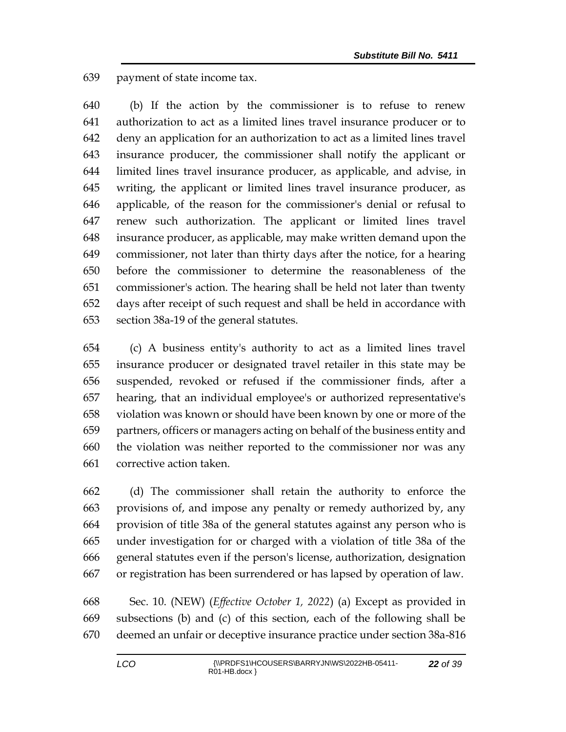payment of state income tax.

(b) If the action by the commissioner is to refuse to renew authorization to act as a limited lines travel insurance producer or to deny an application for an authorization to act as a limited lines travel insurance producer, the commissioner shall notify the applicant or limited lines travel insurance producer, as applicable, and advise, in writing, the applicant or limited lines travel insurance producer, as applicable, of the reason for the commissioner's denial or refusal to renew such authorization. The applicant or limited lines travel insurance producer, as applicable, may make written demand upon the commissioner, not later than thirty days after the notice, for a hearing before the commissioner to determine the reasonableness of the commissioner's action. The hearing shall be held not later than twenty days after receipt of such request and shall be held in accordance with section 38a-19 of the general statutes.

(c) A business entity's authority to act as a limited lines travel insurance producer or designated travel retailer in this state may be suspended, revoked or refused if the commissioner finds, after a hearing, that an individual employee's or authorized representative's violation was known or should have been known by one or more of the partners, officers or managers acting on behalf of the business entity and the violation was neither reported to the commissioner nor was any corrective action taken.

(d) The commissioner shall retain the authority to enforce the provisions of, and impose any penalty or remedy authorized by, any provision of title 38a of the general statutes against any person who is under investigation for or charged with a violation of title 38a of the general statutes even if the person's license, authorization, designation or registration has been surrendered or has lapsed by operation of law.

Sec. 10. (NEW) (*Effective October 1, 2022*) (a) Except as provided in subsections (b) and (c) of this section, each of the following shall be deemed an unfair or deceptive insurance practice under section 38a-816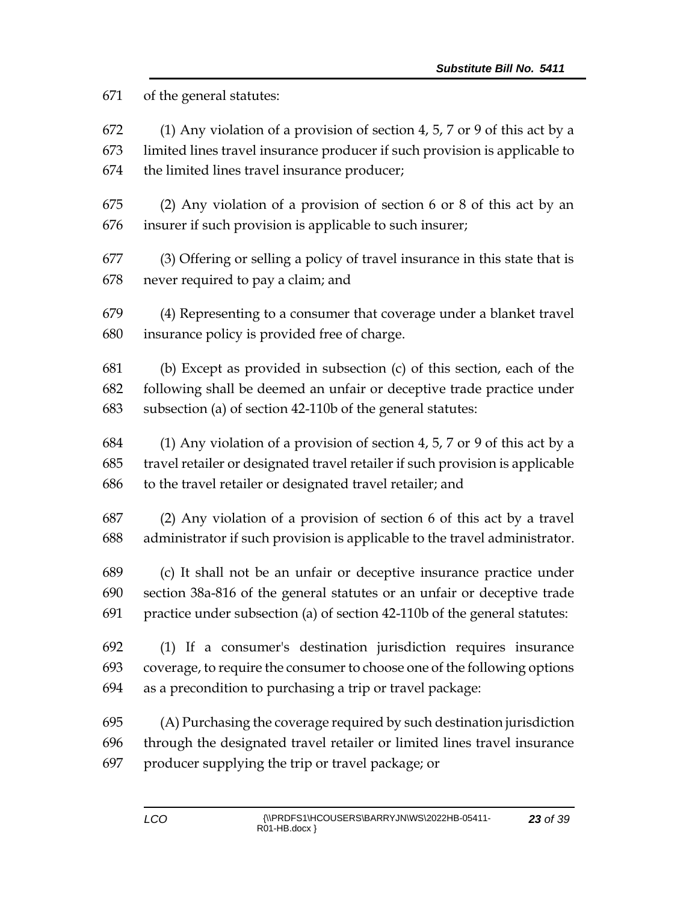of the general statutes:

(1) Any violation of a provision of section 4, 5, 7 or 9 of this act by a limited lines travel insurance producer if such provision is applicable to the limited lines travel insurance producer;

(2) Any violation of a provision of section 6 or 8 of this act by an insurer if such provision is applicable to such insurer;

(3) Offering or selling a policy of travel insurance in this state that is never required to pay a claim; and

(4) Representing to a consumer that coverage under a blanket travel insurance policy is provided free of charge.

(b) Except as provided in subsection (c) of this section, each of the following shall be deemed an unfair or deceptive trade practice under subsection (a) of section 42-110b of the general statutes:

(1) Any violation of a provision of section 4, 5, 7 or 9 of this act by a travel retailer or designated travel retailer if such provision is applicable to the travel retailer or designated travel retailer; and

(2) Any violation of a provision of section 6 of this act by a travel administrator if such provision is applicable to the travel administrator.

(c) It shall not be an unfair or deceptive insurance practice under section 38a-816 of the general statutes or an unfair or deceptive trade practice under subsection (a) of section 42-110b of the general statutes:

(1) If a consumer's destination jurisdiction requires insurance coverage, to require the consumer to choose one of the following options as a precondition to purchasing a trip or travel package:

(A) Purchasing the coverage required by such destination jurisdiction through the designated travel retailer or limited lines travel insurance producer supplying the trip or travel package; or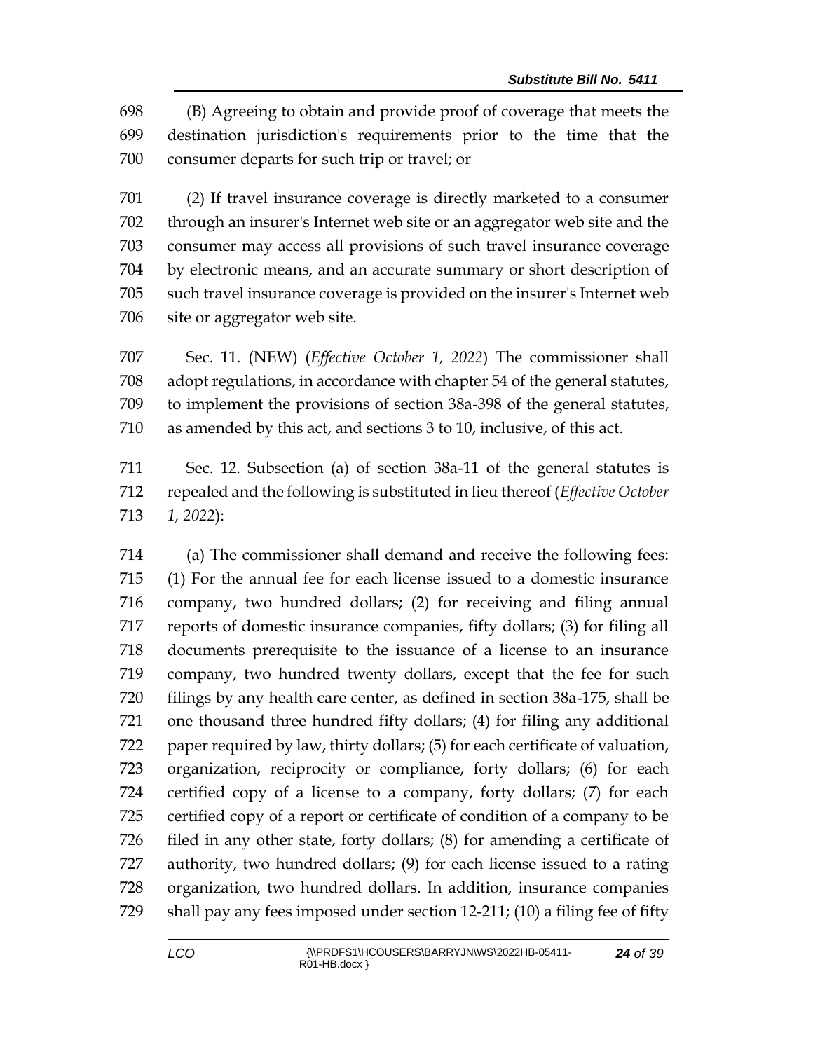(B) Agreeing to obtain and provide proof of coverage that meets the destination jurisdiction's requirements prior to the time that the consumer departs for such trip or travel; or

(2) If travel insurance coverage is directly marketed to a consumer through an insurer's Internet web site or an aggregator web site and the consumer may access all provisions of such travel insurance coverage by electronic means, and an accurate summary or short description of such travel insurance coverage is provided on the insurer's Internet web site or aggregator web site.

Sec. 11. (NEW) (*Effective October 1, 2022*) The commissioner shall adopt regulations, in accordance with chapter 54 of the general statutes, to implement the provisions of section 38a-398 of the general statutes, as amended by this act, and sections 3 to 10, inclusive, of this act.

Sec. 12. Subsection (a) of section 38a-11 of the general statutes is repealed and the following is substituted in lieu thereof (*Effective October 1, 2022*):

(a) The commissioner shall demand and receive the following fees: (1) For the annual fee for each license issued to a domestic insurance company, two hundred dollars; (2) for receiving and filing annual reports of domestic insurance companies, fifty dollars; (3) for filing all documents prerequisite to the issuance of a license to an insurance company, two hundred twenty dollars, except that the fee for such filings by any health care center, as defined in section 38a-175, shall be one thousand three hundred fifty dollars; (4) for filing any additional paper required by law, thirty dollars; (5) for each certificate of valuation, organization, reciprocity or compliance, forty dollars; (6) for each certified copy of a license to a company, forty dollars; (7) for each certified copy of a report or certificate of condition of a company to be filed in any other state, forty dollars; (8) for amending a certificate of authority, two hundred dollars; (9) for each license issued to a rating organization, two hundred dollars. In addition, insurance companies shall pay any fees imposed under section 12-211; (10) a filing fee of fifty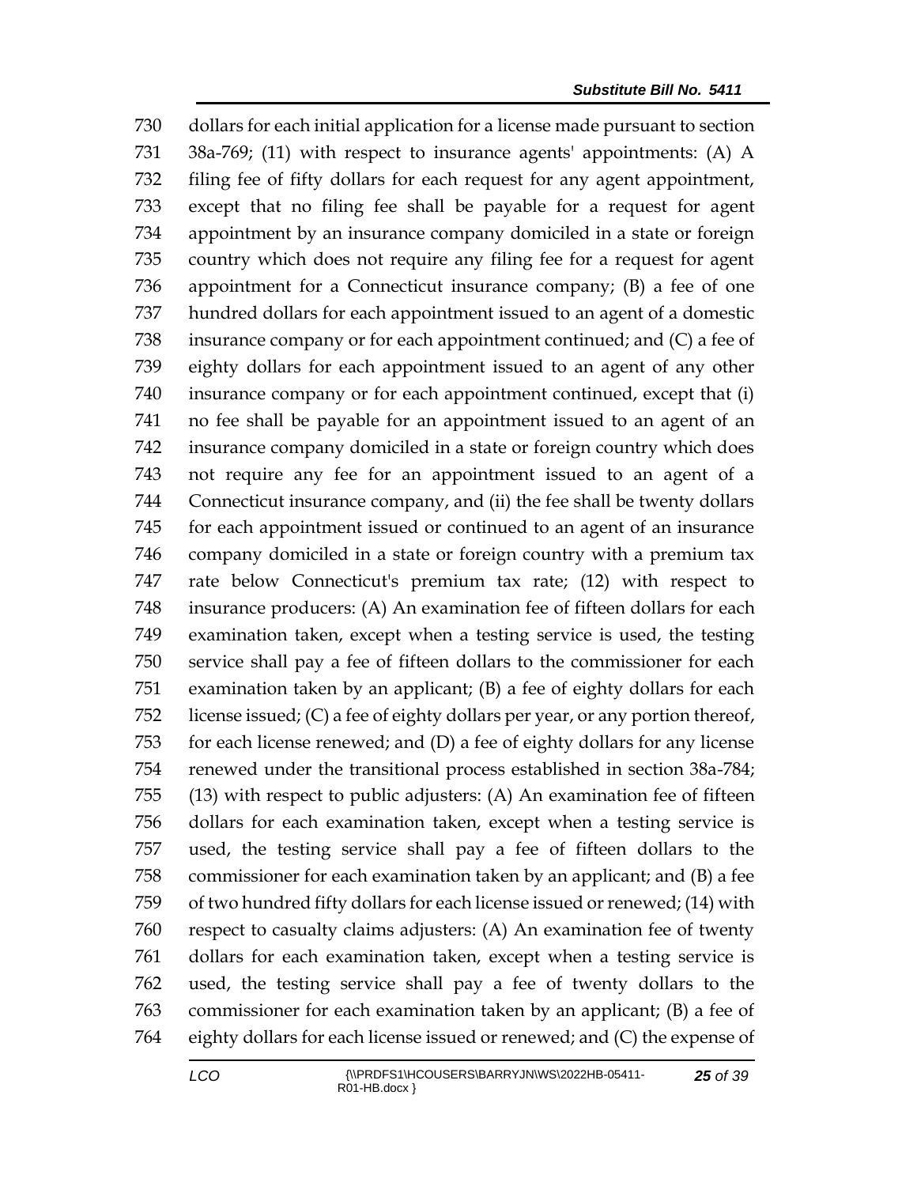dollars for each initial application for a license made pursuant to section 38a-769; (11) with respect to insurance agents' appointments: (A) A filing fee of fifty dollars for each request for any agent appointment, except that no filing fee shall be payable for a request for agent appointment by an insurance company domiciled in a state or foreign country which does not require any filing fee for a request for agent appointment for a Connecticut insurance company; (B) a fee of one hundred dollars for each appointment issued to an agent of a domestic insurance company or for each appointment continued; and (C) a fee of eighty dollars for each appointment issued to an agent of any other insurance company or for each appointment continued, except that (i) no fee shall be payable for an appointment issued to an agent of an insurance company domiciled in a state or foreign country which does not require any fee for an appointment issued to an agent of a Connecticut insurance company, and (ii) the fee shall be twenty dollars for each appointment issued or continued to an agent of an insurance company domiciled in a state or foreign country with a premium tax rate below Connecticut's premium tax rate; (12) with respect to insurance producers: (A) An examination fee of fifteen dollars for each examination taken, except when a testing service is used, the testing service shall pay a fee of fifteen dollars to the commissioner for each examination taken by an applicant; (B) a fee of eighty dollars for each license issued; (C) a fee of eighty dollars per year, or any portion thereof, for each license renewed; and (D) a fee of eighty dollars for any license renewed under the transitional process established in section 38a-784; (13) with respect to public adjusters: (A) An examination fee of fifteen dollars for each examination taken, except when a testing service is used, the testing service shall pay a fee of fifteen dollars to the commissioner for each examination taken by an applicant; and (B) a fee of two hundred fifty dollars for each license issued or renewed; (14) with respect to casualty claims adjusters: (A) An examination fee of twenty dollars for each examination taken, except when a testing service is used, the testing service shall pay a fee of twenty dollars to the commissioner for each examination taken by an applicant; (B) a fee of eighty dollars for each license issued or renewed; and (C) the expense of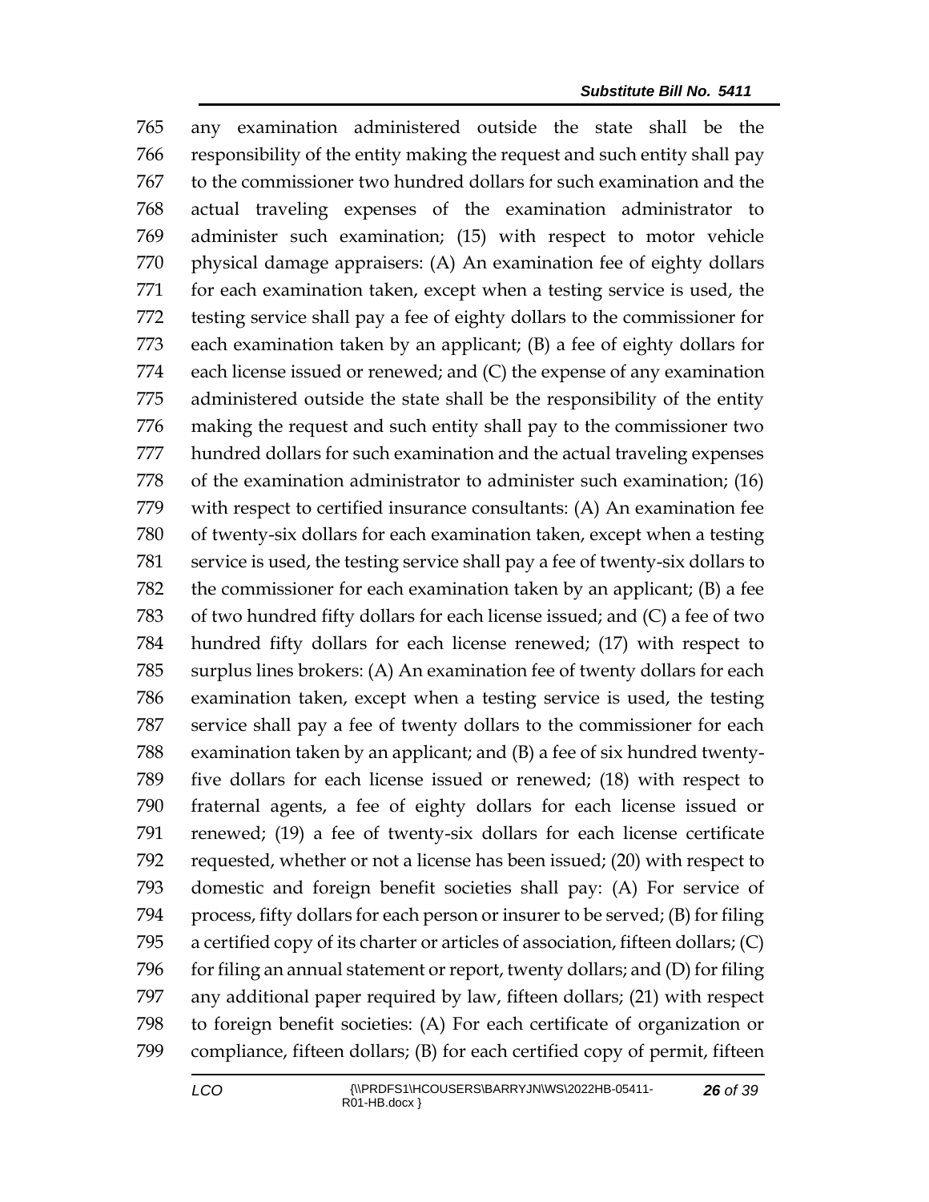any examination administered outside the state shall be the responsibility of the entity making the request and such entity shall pay to the commissioner two hundred dollars for such examination and the actual traveling expenses of the examination administrator to administer such examination; (15) with respect to motor vehicle physical damage appraisers: (A) An examination fee of eighty dollars for each examination taken, except when a testing service is used, the testing service shall pay a fee of eighty dollars to the commissioner for each examination taken by an applicant; (B) a fee of eighty dollars for each license issued or renewed; and (C) the expense of any examination administered outside the state shall be the responsibility of the entity making the request and such entity shall pay to the commissioner two hundred dollars for such examination and the actual traveling expenses of the examination administrator to administer such examination; (16) with respect to certified insurance consultants: (A) An examination fee of twenty-six dollars for each examination taken, except when a testing service is used, the testing service shall pay a fee of twenty-six dollars to the commissioner for each examination taken by an applicant; (B) a fee of two hundred fifty dollars for each license issued; and (C) a fee of two hundred fifty dollars for each license renewed; (17) with respect to surplus lines brokers: (A) An examination fee of twenty dollars for each examination taken, except when a testing service is used, the testing service shall pay a fee of twenty dollars to the commissioner for each examination taken by an applicant; and (B) a fee of six hundred twenty-five dollars for each license issued or renewed; (18) with respect to fraternal agents, a fee of eighty dollars for each license issued or renewed; (19) a fee of twenty-six dollars for each license certificate requested, whether or not a license has been issued; (20) with respect to domestic and foreign benefit societies shall pay: (A) For service of process, fifty dollars for each person or insurer to be served; (B) for filing a certified copy of its charter or articles of association, fifteen dollars; (C) for filing an annual statement or report, twenty dollars; and (D) for filing any additional paper required by law, fifteen dollars; (21) with respect to foreign benefit societies: (A) For each certificate of organization or compliance, fifteen dollars; (B) for each certified copy of permit, fifteen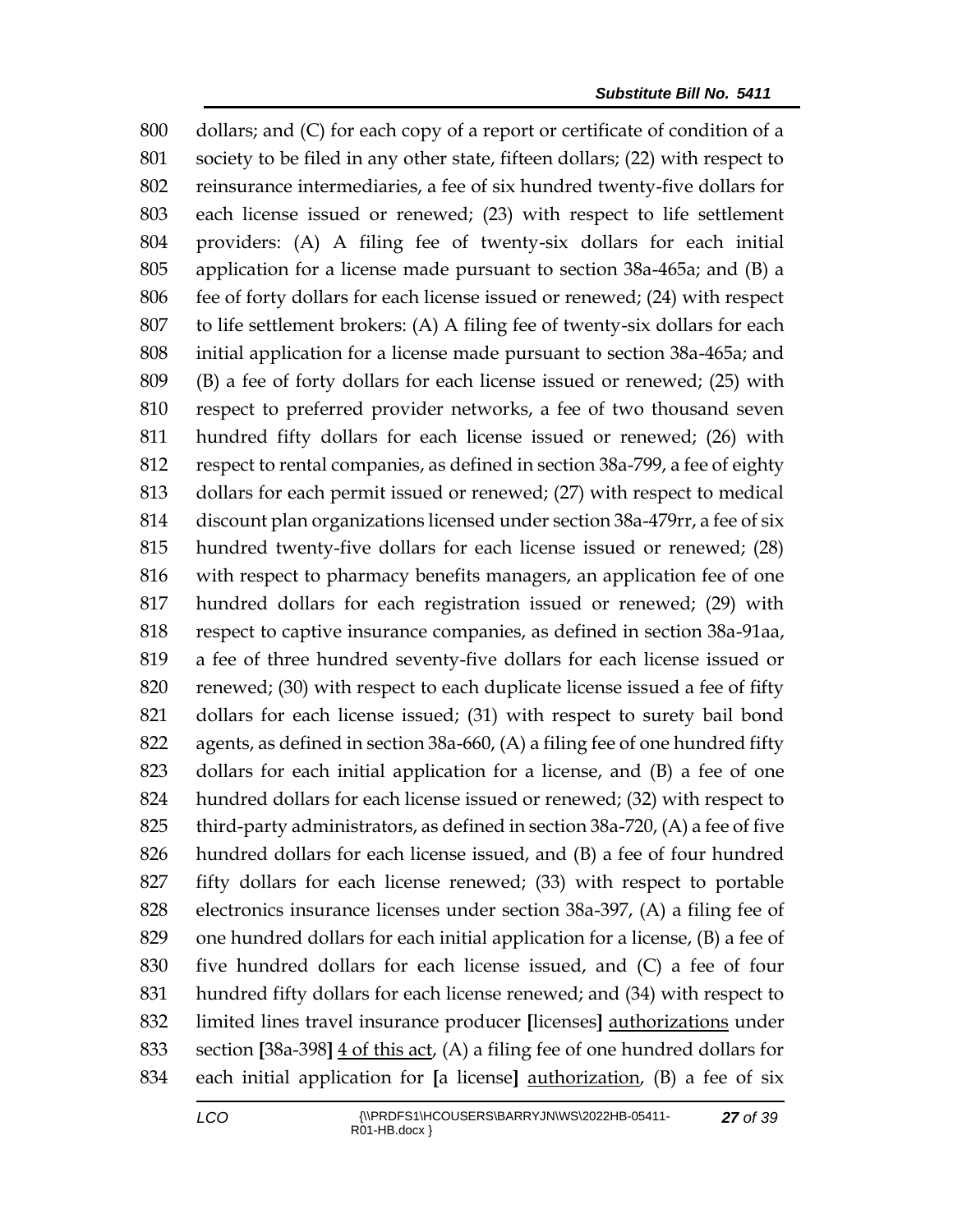800 dollars; and (C) for each copy of a report or certificate of condition of a
801 society to be filed in any other state, fifteen dollars; (22) with respect to
802 reinsurance intermediaries, a fee of six hundred twenty-five dollars for
803 each license issued or renewed; (23) with respect to life settlement
804 providers: (A) A filing fee of twenty-six dollars for each initial
805 application for a license made pursuant to section 38a-465a; and (B) a
806 fee of forty dollars for each license issued or renewed; (24) with respect
807 to life settlement brokers: (A) A filing fee of twenty-six dollars for each
808 initial application for a license made pursuant to section 38a-465a; and
809 (B) a fee of forty dollars for each license issued or renewed; (25) with
810 respect to preferred provider networks, a fee of two thousand seven
811 hundred fifty dollars for each license issued or renewed; (26) with
812 respect to rental companies, as defined in section 38a-799, a fee of eighty
813 dollars for each permit issued or renewed; (27) with respect to medical
814 discount plan organizations licensed under section 38a-479rr, a fee of six
815 hundred twenty-five dollars for each license issued or renewed; (28)
816 with respect to pharmacy benefits managers, an application fee of one
817 hundred dollars for each registration issued or renewed; (29) with
818 respect to captive insurance companies, as defined in section 38a-91aa,
819 a fee of three hundred seventy-five dollars for each license issued or
820 renewed; (30) with respect to each duplicate license issued a fee of fifty
821 dollars for each license issued; (31) with respect to surety bail bond
822 agents, as defined in section 38a-660, (A) a filing fee of one hundred fifty
823 dollars for each initial application for a license, and (B) a fee of one
824 hundred dollars for each license issued or renewed; (32) with respect to
825 third-party administrators, as defined in section 38a-720, (A) a fee of five
826 hundred dollars for each license issued, and (B) a fee of four hundred
827 fifty dollars for each license renewed; (33) with respect to portable
828 electronics insurance licenses under section 38a-397, (A) a filing fee of
829 one hundred dollars for each initial application for a license, (B) a fee of
830 five hundred dollars for each license issued, and (C) a fee of four
831 hundred fifty dollars for each license renewed; and (34) with respect to
832 limited lines travel insurance producer **[**licenses**]** <u>authorizations</u> under
833 section **[**38a-398**]** <u>4 of this act</u>, (A) a filing fee of one hundred dollars for
834 each initial application for **[**a license**]** <u>authorization</u>, (B) a fee of six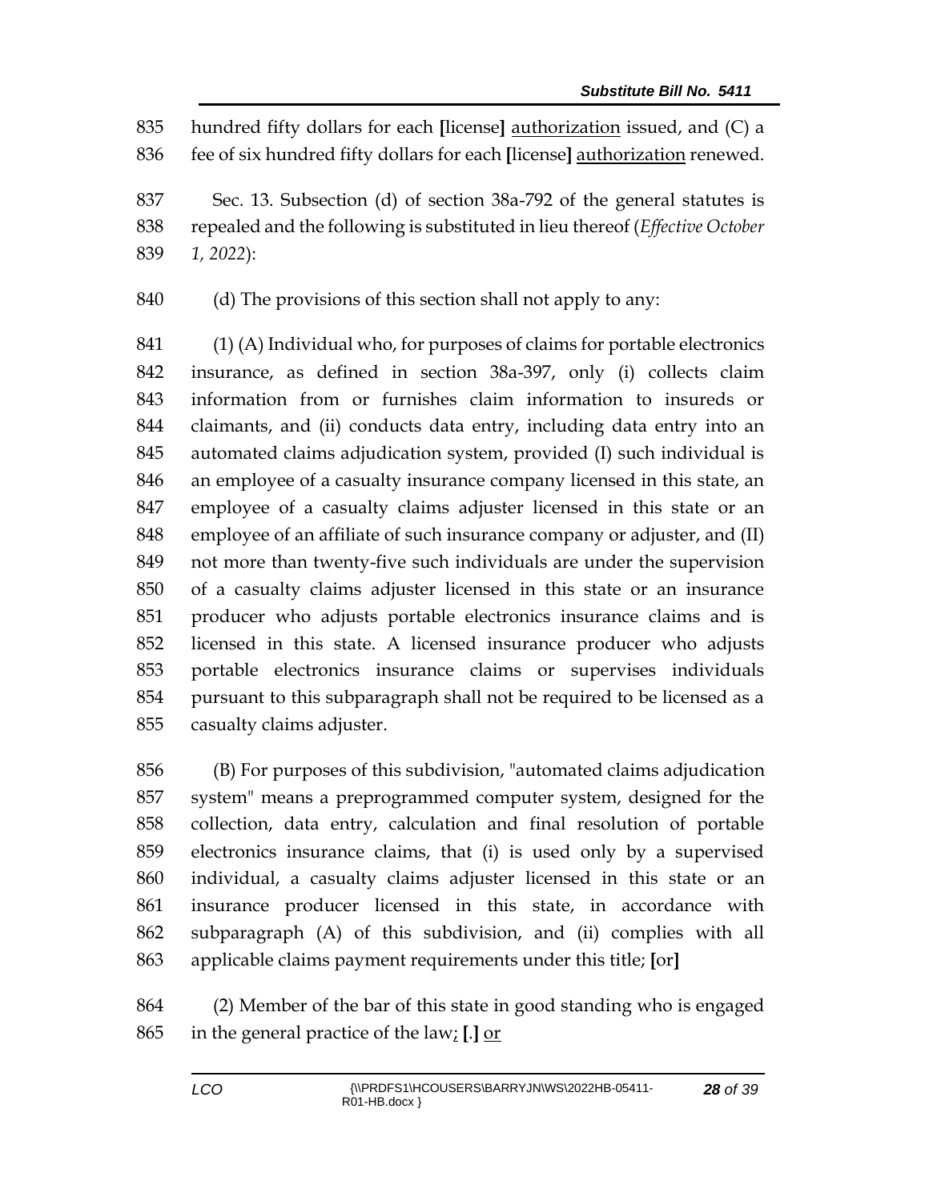835 hundred fifty dollars for each [license] authorization issued, and (C) a
836 fee of six hundred fifty dollars for each [license] authorization renewed.

837 Sec. 13. Subsection (d) of section 38a-792 of the general statutes is
838 repealed and the following is substituted in lieu thereof (*Effective October*
839 *1, 2022*):

840 (d) The provisions of this section shall not apply to any:

841 (1) (A) Individual who, for purposes of claims for portable electronics
842 insurance, as defined in section 38a-397, only (i) collects claim
843 information from or furnishes claim information to insureds or
844 claimants, and (ii) conducts data entry, including data entry into an
845 automated claims adjudication system, provided (I) such individual is
846 an employee of a casualty insurance company licensed in this state, an
847 employee of a casualty claims adjuster licensed in this state or an
848 employee of an affiliate of such insurance company or adjuster, and (II)
849 not more than twenty-five such individuals are under the supervision
850 of a casualty claims adjuster licensed in this state or an insurance
851 producer who adjusts portable electronics insurance claims and is
852 licensed in this state. A licensed insurance producer who adjusts
853 portable electronics insurance claims or supervises individuals
854 pursuant to this subparagraph shall not be required to be licensed as a
855 casualty claims adjuster.

856 (B) For purposes of this subdivision, "automated claims adjudication
857 system" means a preprogrammed computer system, designed for the
858 collection, data entry, calculation and final resolution of portable
859 electronics insurance claims, that (i) is used only by a supervised
860 individual, a casualty claims adjuster licensed in this state or an
861 insurance producer licensed in this state, in accordance with
862 subparagraph (A) of this subdivision, and (ii) complies with all
863 applicable claims payment requirements under this title; [or]

864 (2) Member of the bar of this state in good standing who is engaged
865 in the general practice of the law; [.] or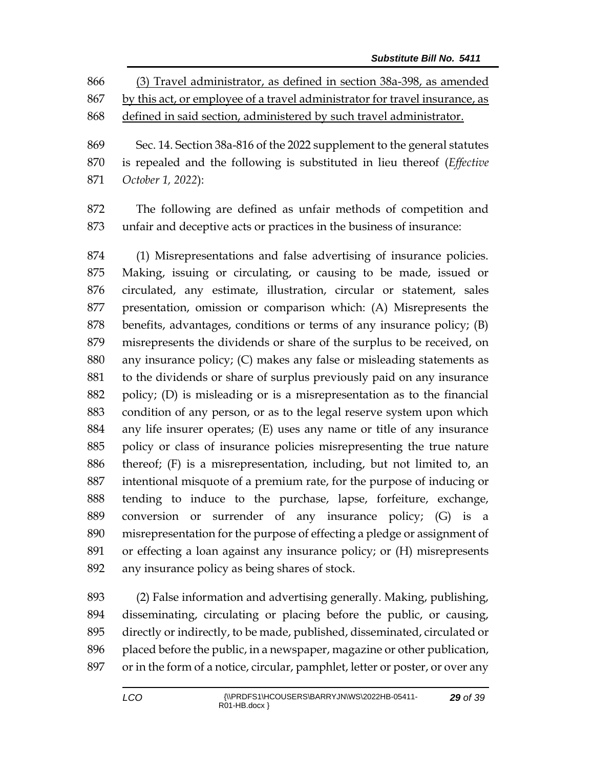(3) Travel administrator, as defined in section 38a-398, as amended by this act, or employee of a travel administrator for travel insurance, as defined in said section, administered by such travel administrator.

Sec. 14. Section 38a-816 of the 2022 supplement to the general statutes is repealed and the following is substituted in lieu thereof (*Effective October 1, 2022*):

The following are defined as unfair methods of competition and unfair and deceptive acts or practices in the business of insurance:

(1) Misrepresentations and false advertising of insurance policies. Making, issuing or circulating, or causing to be made, issued or circulated, any estimate, illustration, circular or statement, sales presentation, omission or comparison which: (A) Misrepresents the benefits, advantages, conditions or terms of any insurance policy; (B) misrepresents the dividends or share of the surplus to be received, on any insurance policy; (C) makes any false or misleading statements as to the dividends or share of surplus previously paid on any insurance policy; (D) is misleading or is a misrepresentation as to the financial condition of any person, or as to the legal reserve system upon which any life insurer operates; (E) uses any name or title of any insurance policy or class of insurance policies misrepresenting the true nature thereof; (F) is a misrepresentation, including, but not limited to, an intentional misquote of a premium rate, for the purpose of inducing or tending to induce to the purchase, lapse, forfeiture, exchange, conversion or surrender of any insurance policy; (G) is a misrepresentation for the purpose of effecting a pledge or assignment of or effecting a loan against any insurance policy; or (H) misrepresents any insurance policy as being shares of stock.

(2) False information and advertising generally. Making, publishing, disseminating, circulating or placing before the public, or causing, directly or indirectly, to be made, published, disseminated, circulated or placed before the public, in a newspaper, magazine or other publication, or in the form of a notice, circular, pamphlet, letter or poster, or over any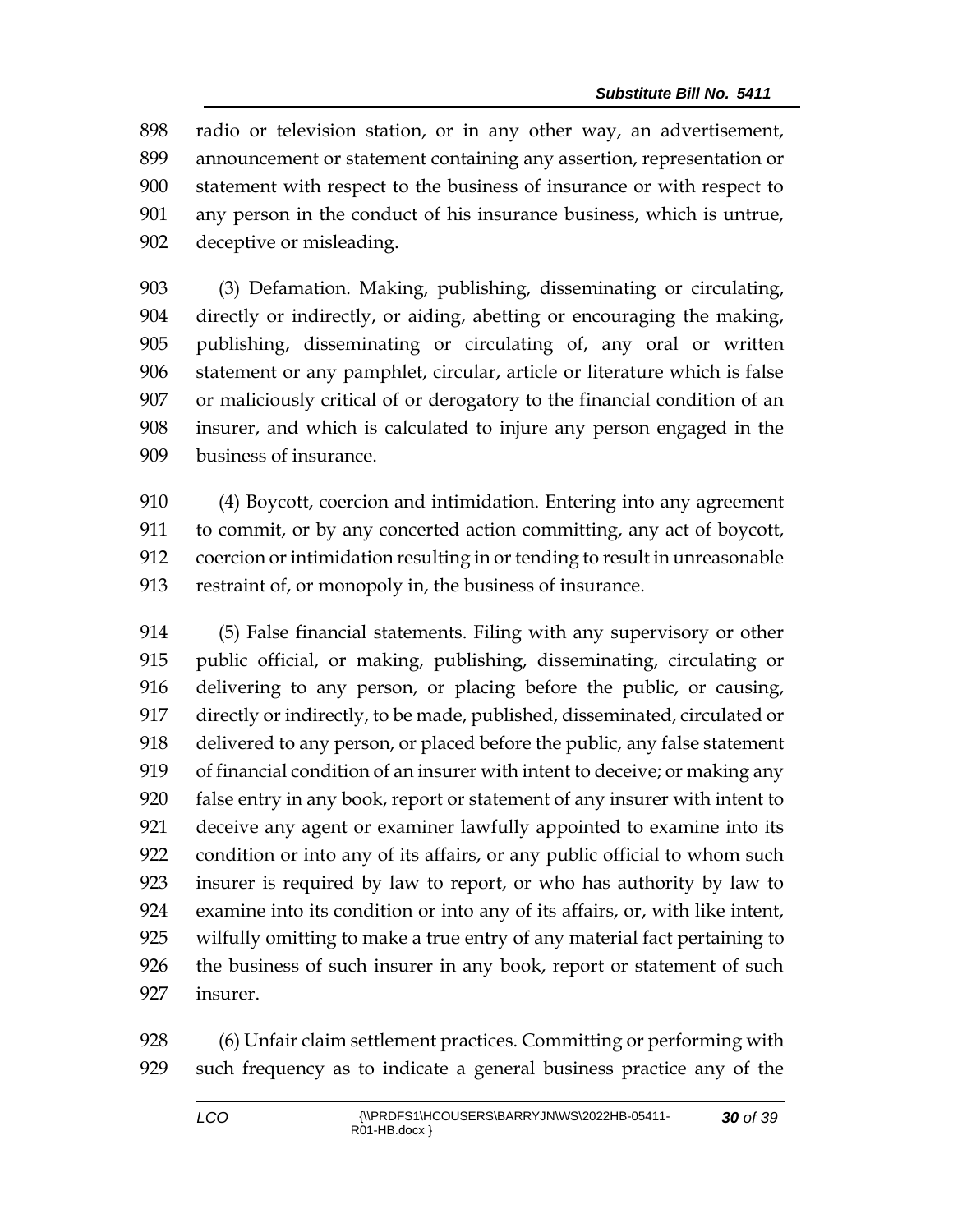radio or television station, or in any other way, an advertisement, announcement or statement containing any assertion, representation or statement with respect to the business of insurance or with respect to any person in the conduct of his insurance business, which is untrue, deceptive or misleading.

(3) Defamation. Making, publishing, disseminating or circulating, directly or indirectly, or aiding, abetting or encouraging the making, publishing, disseminating or circulating of, any oral or written statement or any pamphlet, circular, article or literature which is false or maliciously critical of or derogatory to the financial condition of an insurer, and which is calculated to injure any person engaged in the business of insurance.

(4) Boycott, coercion and intimidation. Entering into any agreement to commit, or by any concerted action committing, any act of boycott, coercion or intimidation resulting in or tending to result in unreasonable restraint of, or monopoly in, the business of insurance.

(5) False financial statements. Filing with any supervisory or other public official, or making, publishing, disseminating, circulating or delivering to any person, or placing before the public, or causing, directly or indirectly, to be made, published, disseminated, circulated or delivered to any person, or placed before the public, any false statement of financial condition of an insurer with intent to deceive; or making any false entry in any book, report or statement of any insurer with intent to deceive any agent or examiner lawfully appointed to examine into its condition or into any of its affairs, or any public official to whom such insurer is required by law to report, or who has authority by law to examine into its condition or into any of its affairs, or, with like intent, wilfully omitting to make a true entry of any material fact pertaining to the business of such insurer in any book, report or statement of such insurer.

(6) Unfair claim settlement practices. Committing or performing with such frequency as to indicate a general business practice any of the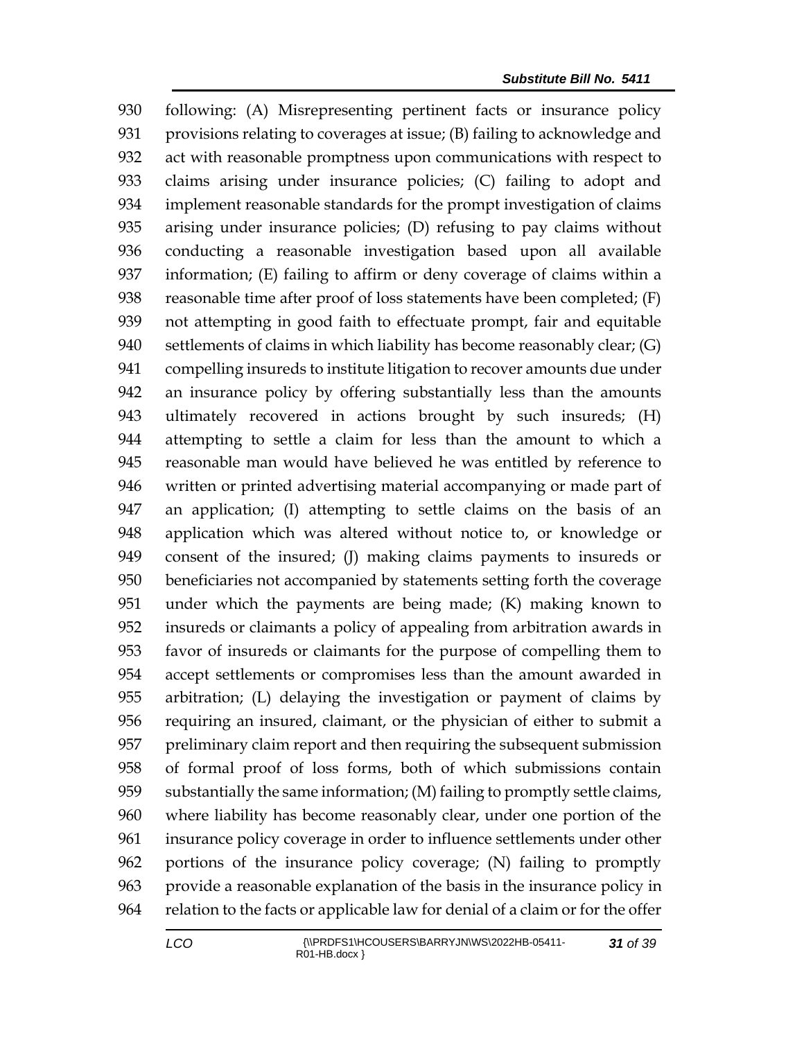930 following: (A) Misrepresenting pertinent facts or insurance policy
931 provisions relating to coverages at issue; (B) failing to acknowledge and
932 act with reasonable promptness upon communications with respect to
933 claims arising under insurance policies; (C) failing to adopt and
934 implement reasonable standards for the prompt investigation of claims
935 arising under insurance policies; (D) refusing to pay claims without
936 conducting a reasonable investigation based upon all available
937 information; (E) failing to affirm or deny coverage of claims within a
938 reasonable time after proof of loss statements have been completed; (F)
939 not attempting in good faith to effectuate prompt, fair and equitable
940 settlements of claims in which liability has become reasonably clear; (G)
941 compelling insureds to institute litigation to recover amounts due under
942 an insurance policy by offering substantially less than the amounts
943 ultimately recovered in actions brought by such insureds; (H)
944 attempting to settle a claim for less than the amount to which a
945 reasonable man would have believed he was entitled by reference to
946 written or printed advertising material accompanying or made part of
947 an application; (I) attempting to settle claims on the basis of an
948 application which was altered without notice to, or knowledge or
949 consent of the insured; (J) making claims payments to insureds or
950 beneficiaries not accompanied by statements setting forth the coverage
951 under which the payments are being made; (K) making known to
952 insureds or claimants a policy of appealing from arbitration awards in
953 favor of insureds or claimants for the purpose of compelling them to
954 accept settlements or compromises less than the amount awarded in
955 arbitration; (L) delaying the investigation or payment of claims by
956 requiring an insured, claimant, or the physician of either to submit a
957 preliminary claim report and then requiring the subsequent submission
958 of formal proof of loss forms, both of which submissions contain
959 substantially the same information; (M) failing to promptly settle claims,
960 where liability has become reasonably clear, under one portion of the
961 insurance policy coverage in order to influence settlements under other
962 portions of the insurance policy coverage; (N) failing to promptly
963 provide a reasonable explanation of the basis in the insurance policy in
964 relation to the facts or applicable law for denial of a claim or for the offer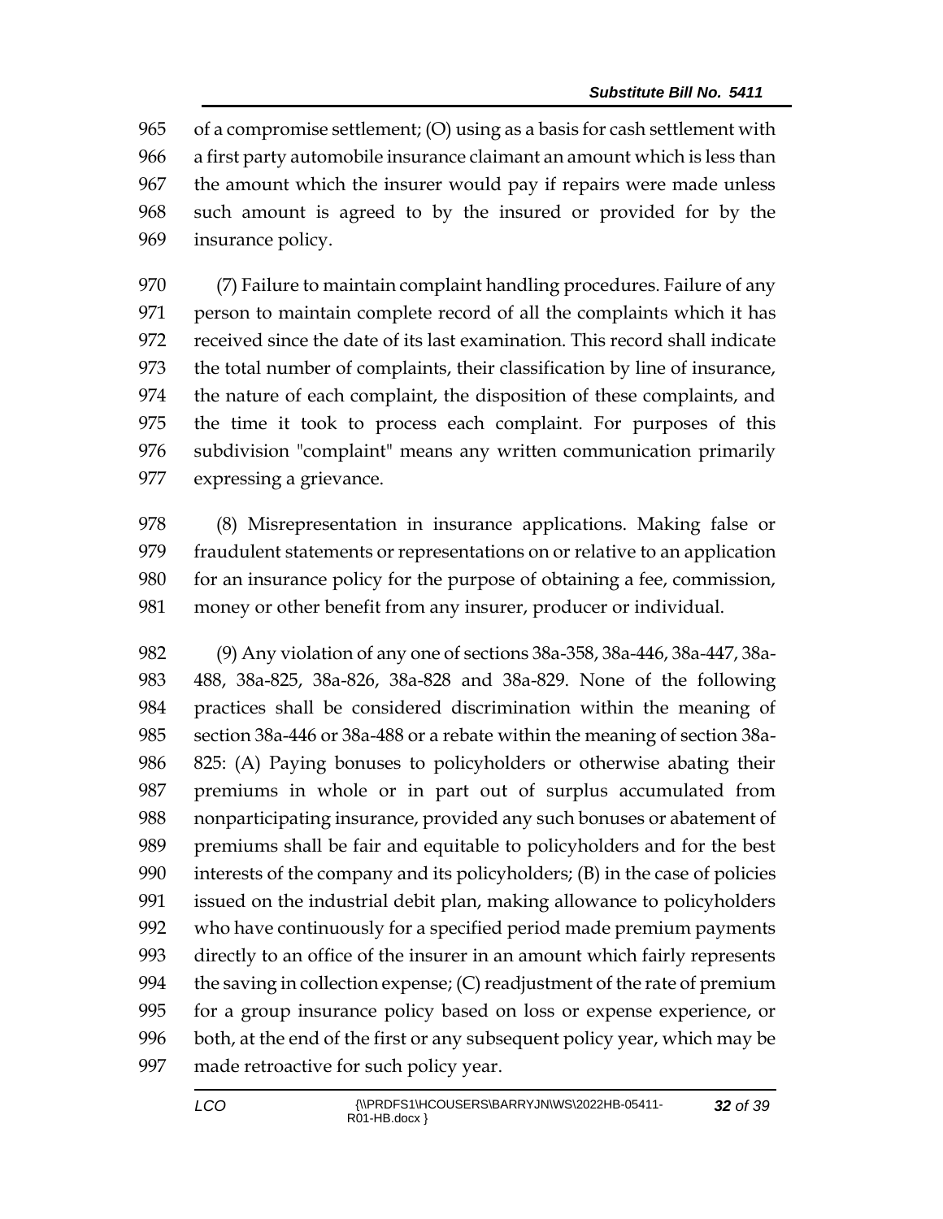of a compromise settlement; (O) using as a basis for cash settlement with a first party automobile insurance claimant an amount which is less than the amount which the insurer would pay if repairs were made unless such amount is agreed to by the insured or provided for by the insurance policy.

(7) Failure to maintain complaint handling procedures. Failure of any person to maintain complete record of all the complaints which it has received since the date of its last examination. This record shall indicate the total number of complaints, their classification by line of insurance, the nature of each complaint, the disposition of these complaints, and the time it took to process each complaint. For purposes of this subdivision "complaint" means any written communication primarily expressing a grievance.

(8) Misrepresentation in insurance applications. Making false or fraudulent statements or representations on or relative to an application for an insurance policy for the purpose of obtaining a fee, commission, money or other benefit from any insurer, producer or individual.

(9) Any violation of any one of sections 38a-358, 38a-446, 38a-447, 38a-488, 38a-825, 38a-826, 38a-828 and 38a-829. None of the following practices shall be considered discrimination within the meaning of section 38a-446 or 38a-488 or a rebate within the meaning of section 38a-825: (A) Paying bonuses to policyholders or otherwise abating their premiums in whole or in part out of surplus accumulated from nonparticipating insurance, provided any such bonuses or abatement of premiums shall be fair and equitable to policyholders and for the best interests of the company and its policyholders; (B) in the case of policies issued on the industrial debit plan, making allowance to policyholders who have continuously for a specified period made premium payments directly to an office of the insurer in an amount which fairly represents the saving in collection expense; (C) readjustment of the rate of premium for a group insurance policy based on loss or expense experience, or both, at the end of the first or any subsequent policy year, which may be made retroactive for such policy year.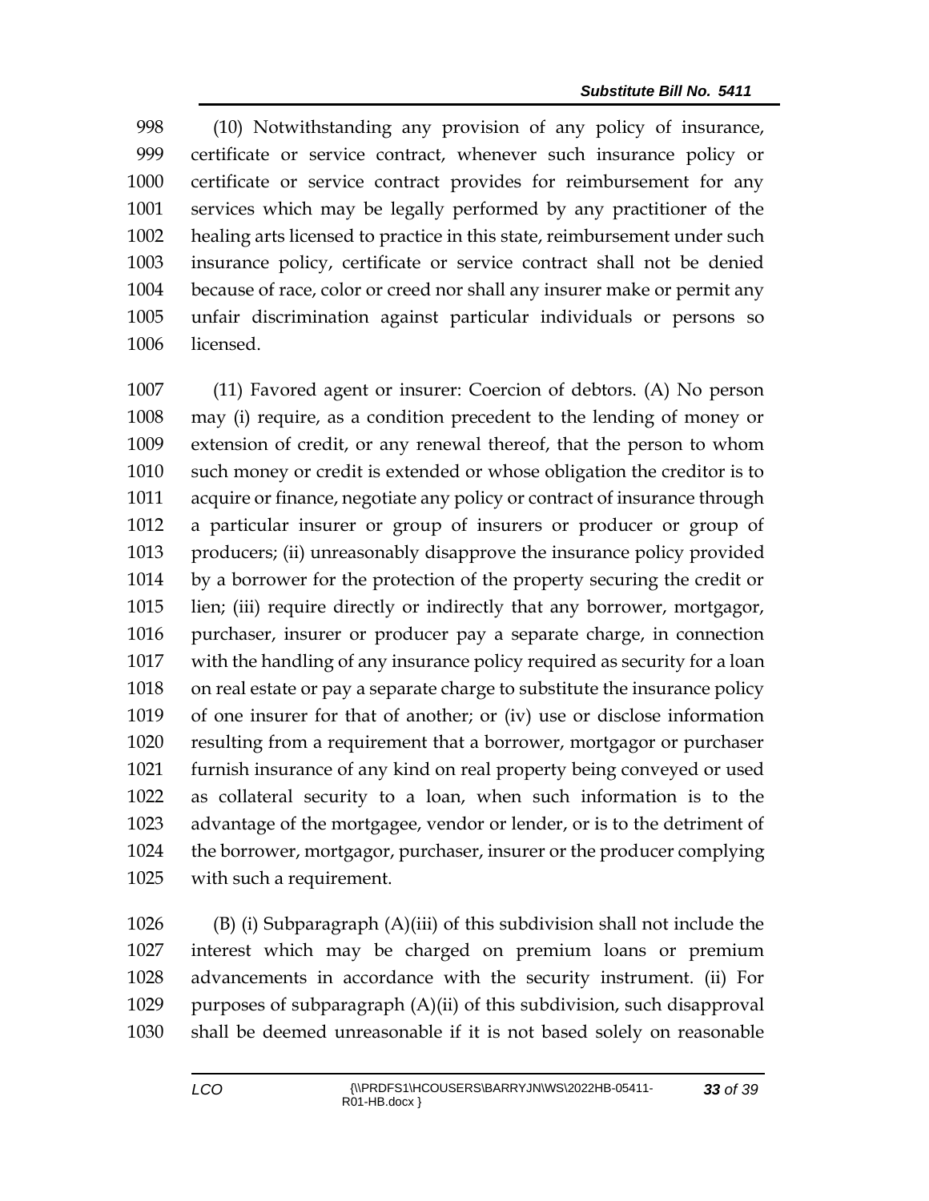(10) Notwithstanding any provision of any policy of insurance, certificate or service contract, whenever such insurance policy or certificate or service contract provides for reimbursement for any services which may be legally performed by any practitioner of the healing arts licensed to practice in this state, reimbursement under such insurance policy, certificate or service contract shall not be denied because of race, color or creed nor shall any insurer make or permit any unfair discrimination against particular individuals or persons so licensed.

(11) Favored agent or insurer: Coercion of debtors. (A) No person may (i) require, as a condition precedent to the lending of money or extension of credit, or any renewal thereof, that the person to whom such money or credit is extended or whose obligation the creditor is to acquire or finance, negotiate any policy or contract of insurance through a particular insurer or group of insurers or producer or group of producers; (ii) unreasonably disapprove the insurance policy provided by a borrower for the protection of the property securing the credit or lien; (iii) require directly or indirectly that any borrower, mortgagor, purchaser, insurer or producer pay a separate charge, in connection with the handling of any insurance policy required as security for a loan on real estate or pay a separate charge to substitute the insurance policy of one insurer for that of another; or (iv) use or disclose information resulting from a requirement that a borrower, mortgagor or purchaser furnish insurance of any kind on real property being conveyed or used as collateral security to a loan, when such information is to the advantage of the mortgagee, vendor or lender, or is to the detriment of the borrower, mortgagor, purchaser, insurer or the producer complying with such a requirement.

(B) (i) Subparagraph (A)(iii) of this subdivision shall not include the interest which may be charged on premium loans or premium advancements in accordance with the security instrument. (ii) For purposes of subparagraph (A)(ii) of this subdivision, such disapproval shall be deemed unreasonable if it is not based solely on reasonable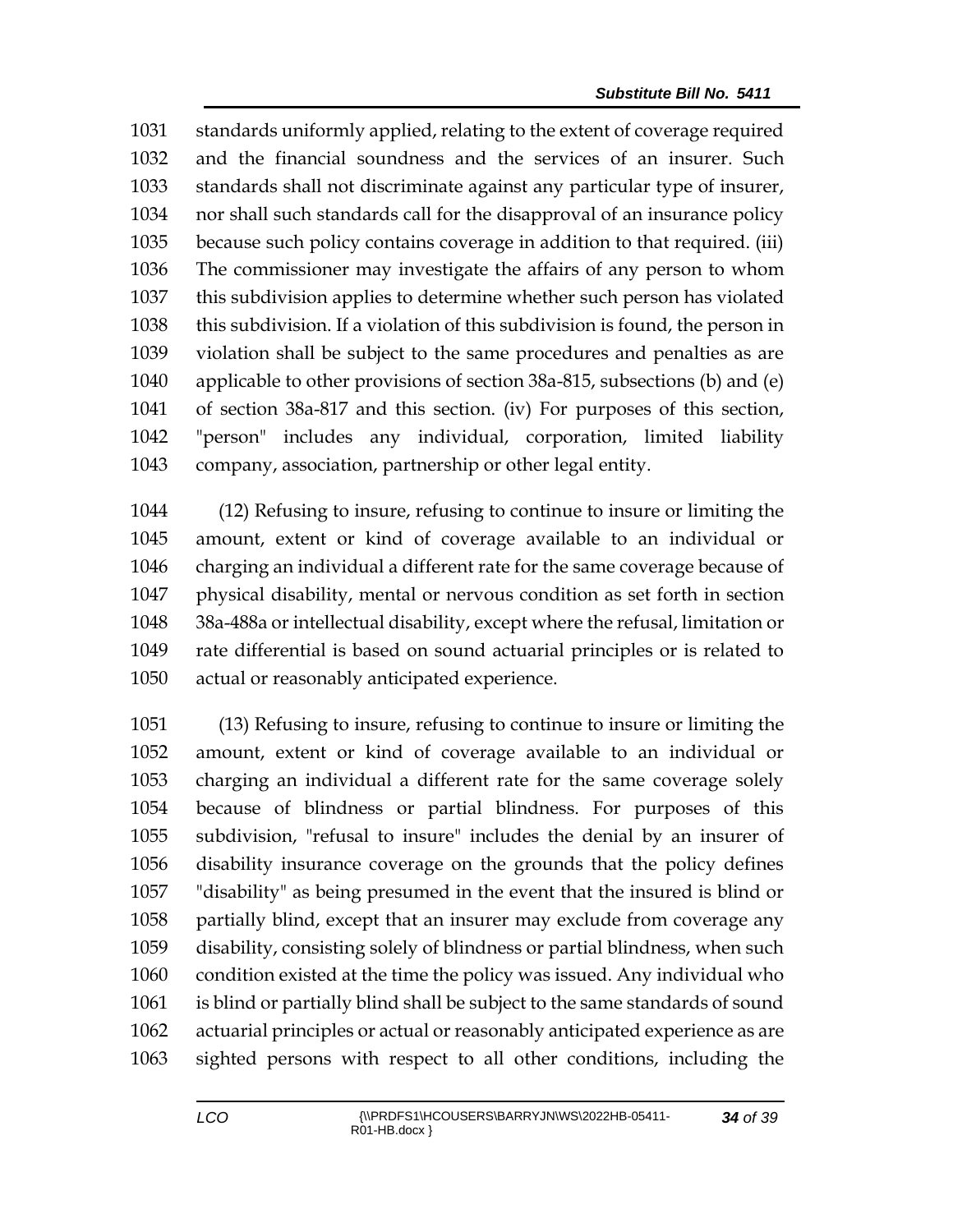standards uniformly applied, relating to the extent of coverage required and the financial soundness and the services of an insurer. Such standards shall not discriminate against any particular type of insurer, nor shall such standards call for the disapproval of an insurance policy because such policy contains coverage in addition to that required. (iii) The commissioner may investigate the affairs of any person to whom this subdivision applies to determine whether such person has violated this subdivision. If a violation of this subdivision is found, the person in violation shall be subject to the same procedures and penalties as are applicable to other provisions of section 38a-815, subsections (b) and (e) of section 38a-817 and this section. (iv) For purposes of this section, "person" includes any individual, corporation, limited liability company, association, partnership or other legal entity.

(12) Refusing to insure, refusing to continue to insure or limiting the amount, extent or kind of coverage available to an individual or charging an individual a different rate for the same coverage because of physical disability, mental or nervous condition as set forth in section 38a-488a or intellectual disability, except where the refusal, limitation or rate differential is based on sound actuarial principles or is related to actual or reasonably anticipated experience.

(13) Refusing to insure, refusing to continue to insure or limiting the amount, extent or kind of coverage available to an individual or charging an individual a different rate for the same coverage solely because of blindness or partial blindness. For purposes of this subdivision, "refusal to insure" includes the denial by an insurer of disability insurance coverage on the grounds that the policy defines "disability" as being presumed in the event that the insured is blind or partially blind, except that an insurer may exclude from coverage any disability, consisting solely of blindness or partial blindness, when such condition existed at the time the policy was issued. Any individual who is blind or partially blind shall be subject to the same standards of sound actuarial principles or actual or reasonably anticipated experience as are sighted persons with respect to all other conditions, including the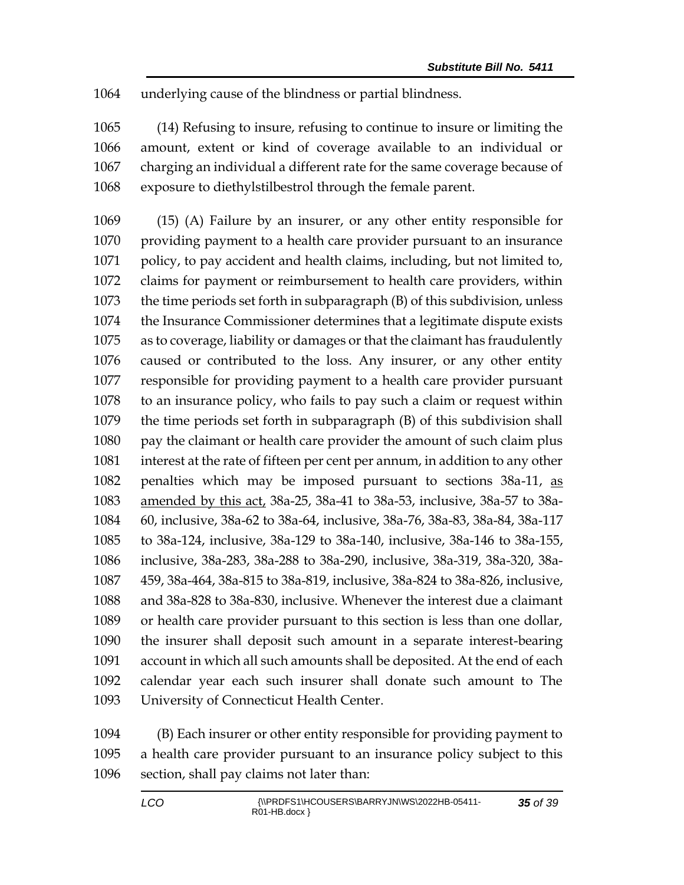underlying cause of the blindness or partial blindness.

(14) Refusing to insure, refusing to continue to insure or limiting the amount, extent or kind of coverage available to an individual or charging an individual a different rate for the same coverage because of exposure to diethylstilbestrol through the female parent.

(15) (A) Failure by an insurer, or any other entity responsible for providing payment to a health care provider pursuant to an insurance policy, to pay accident and health claims, including, but not limited to, claims for payment or reimbursement to health care providers, within the time periods set forth in subparagraph (B) of this subdivision, unless the Insurance Commissioner determines that a legitimate dispute exists as to coverage, liability or damages or that the claimant has fraudulently caused or contributed to the loss. Any insurer, or any other entity responsible for providing payment to a health care provider pursuant to an insurance policy, who fails to pay such a claim or request within the time periods set forth in subparagraph (B) of this subdivision shall pay the claimant or health care provider the amount of such claim plus interest at the rate of fifteen per cent per annum, in addition to any other penalties which may be imposed pursuant to sections 38a-11, as amended by this act, 38a-25, 38a-41 to 38a-53, inclusive, 38a-57 to 38a-60, inclusive, 38a-62 to 38a-64, inclusive, 38a-76, 38a-83, 38a-84, 38a-117 to 38a-124, inclusive, 38a-129 to 38a-140, inclusive, 38a-146 to 38a-155, inclusive, 38a-283, 38a-288 to 38a-290, inclusive, 38a-319, 38a-320, 38a-459, 38a-464, 38a-815 to 38a-819, inclusive, 38a-824 to 38a-826, inclusive, and 38a-828 to 38a-830, inclusive. Whenever the interest due a claimant or health care provider pursuant to this section is less than one dollar, the insurer shall deposit such amount in a separate interest-bearing account in which all such amounts shall be deposited. At the end of each calendar year each such insurer shall donate such amount to The University of Connecticut Health Center.

(B) Each insurer or other entity responsible for providing payment to a health care provider pursuant to an insurance policy subject to this section, shall pay claims not later than: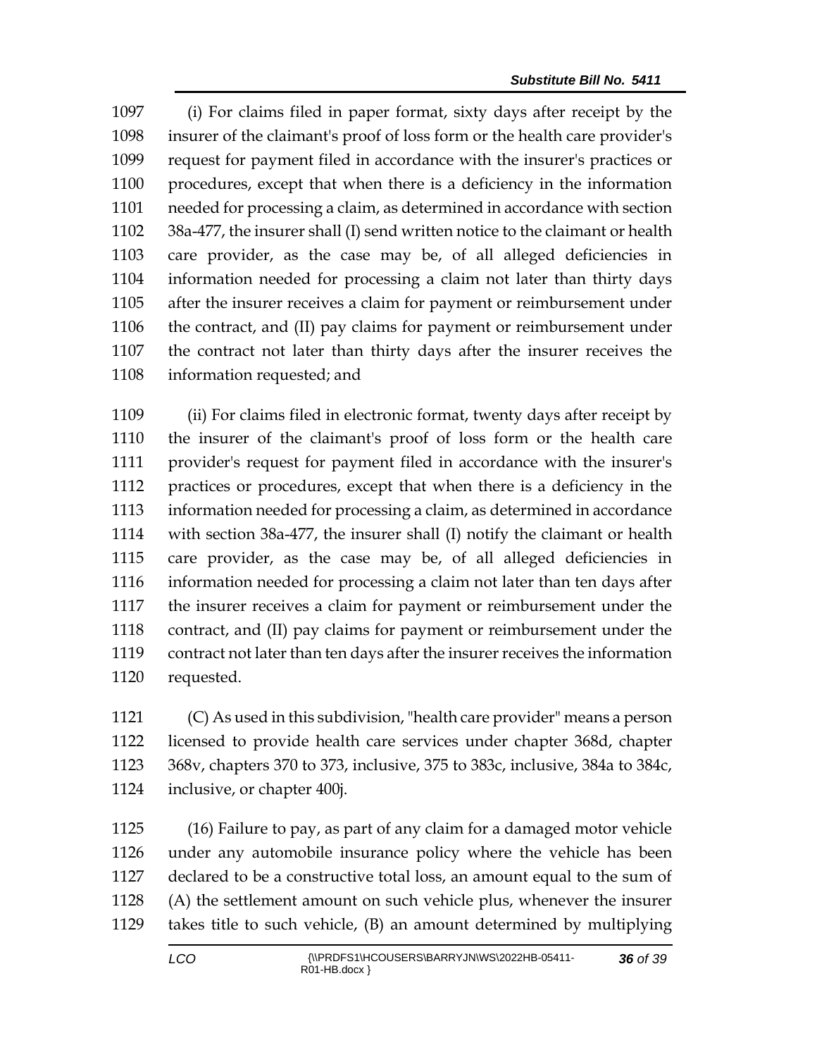(i) For claims filed in paper format, sixty days after receipt by the insurer of the claimant's proof of loss form or the health care provider's request for payment filed in accordance with the insurer's practices or procedures, except that when there is a deficiency in the information needed for processing a claim, as determined in accordance with section 38a-477, the insurer shall (I) send written notice to the claimant or health care provider, as the case may be, of all alleged deficiencies in information needed for processing a claim not later than thirty days after the insurer receives a claim for payment or reimbursement under the contract, and (II) pay claims for payment or reimbursement under the contract not later than thirty days after the insurer receives the information requested; and

(ii) For claims filed in electronic format, twenty days after receipt by the insurer of the claimant's proof of loss form or the health care provider's request for payment filed in accordance with the insurer's practices or procedures, except that when there is a deficiency in the information needed for processing a claim, as determined in accordance with section 38a-477, the insurer shall (I) notify the claimant or health care provider, as the case may be, of all alleged deficiencies in information needed for processing a claim not later than ten days after the insurer receives a claim for payment or reimbursement under the contract, and (II) pay claims for payment or reimbursement under the contract not later than ten days after the insurer receives the information requested.

(C) As used in this subdivision, "health care provider" means a person licensed to provide health care services under chapter 368d, chapter 368v, chapters 370 to 373, inclusive, 375 to 383c, inclusive, 384a to 384c, inclusive, or chapter 400j.

(16) Failure to pay, as part of any claim for a damaged motor vehicle under any automobile insurance policy where the vehicle has been declared to be a constructive total loss, an amount equal to the sum of (A) the settlement amount on such vehicle plus, whenever the insurer takes title to such vehicle, (B) an amount determined by multiplying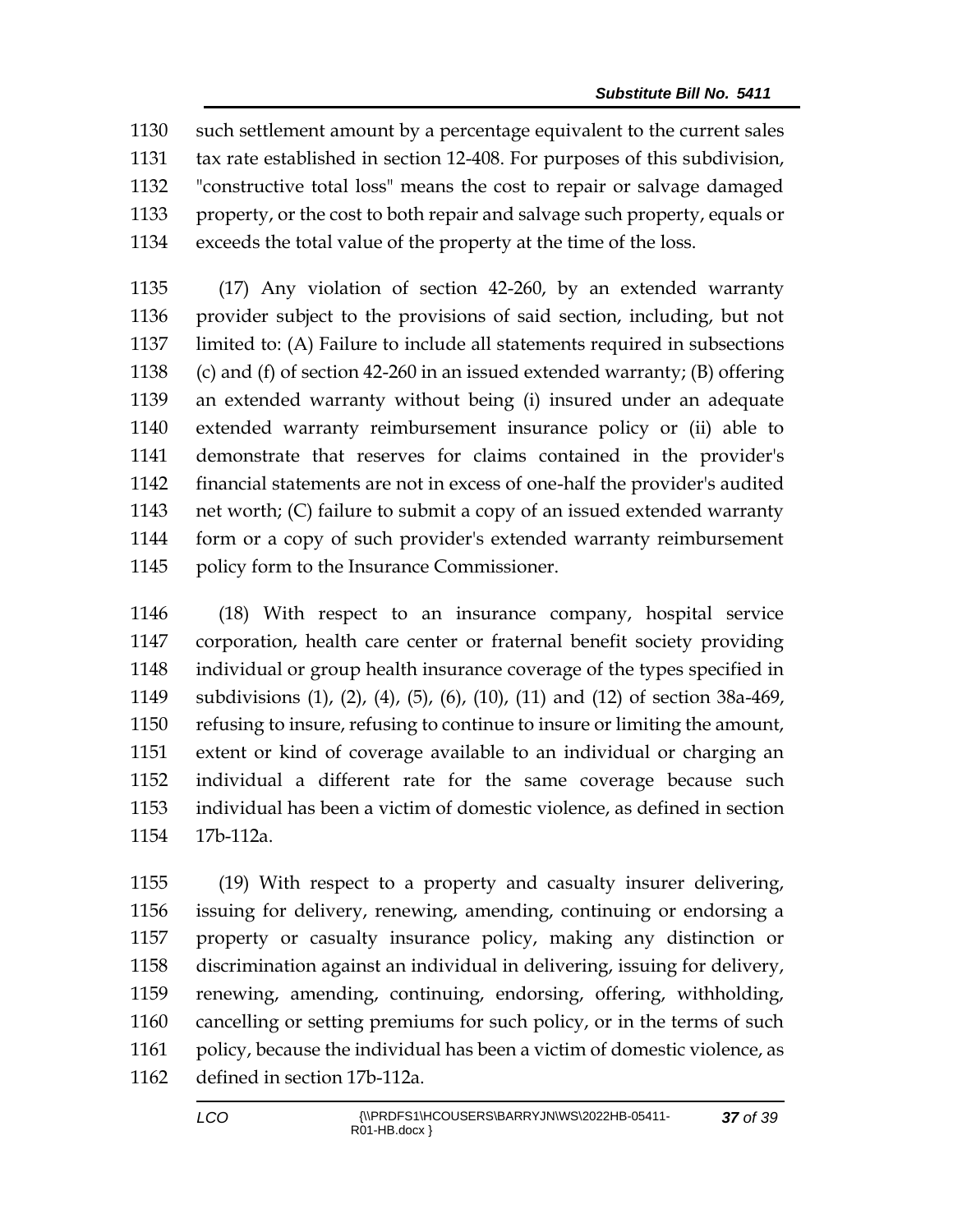such settlement amount by a percentage equivalent to the current sales tax rate established in section 12-408. For purposes of this subdivision, "constructive total loss" means the cost to repair or salvage damaged property, or the cost to both repair and salvage such property, equals or exceeds the total value of the property at the time of the loss.

(17) Any violation of section 42-260, by an extended warranty provider subject to the provisions of said section, including, but not limited to: (A) Failure to include all statements required in subsections (c) and (f) of section 42-260 in an issued extended warranty; (B) offering an extended warranty without being (i) insured under an adequate extended warranty reimbursement insurance policy or (ii) able to demonstrate that reserves for claims contained in the provider's financial statements are not in excess of one-half the provider's audited net worth; (C) failure to submit a copy of an issued extended warranty form or a copy of such provider's extended warranty reimbursement policy form to the Insurance Commissioner.

(18) With respect to an insurance company, hospital service corporation, health care center or fraternal benefit society providing individual or group health insurance coverage of the types specified in subdivisions (1), (2), (4), (5), (6), (10), (11) and (12) of section 38a-469, refusing to insure, refusing to continue to insure or limiting the amount, extent or kind of coverage available to an individual or charging an individual a different rate for the same coverage because such individual has been a victim of domestic violence, as defined in section 17b-112a.

(19) With respect to a property and casualty insurer delivering, issuing for delivery, renewing, amending, continuing or endorsing a property or casualty insurance policy, making any distinction or discrimination against an individual in delivering, issuing for delivery, renewing, amending, continuing, endorsing, offering, withholding, cancelling or setting premiums for such policy, or in the terms of such policy, because the individual has been a victim of domestic violence, as defined in section 17b-112a.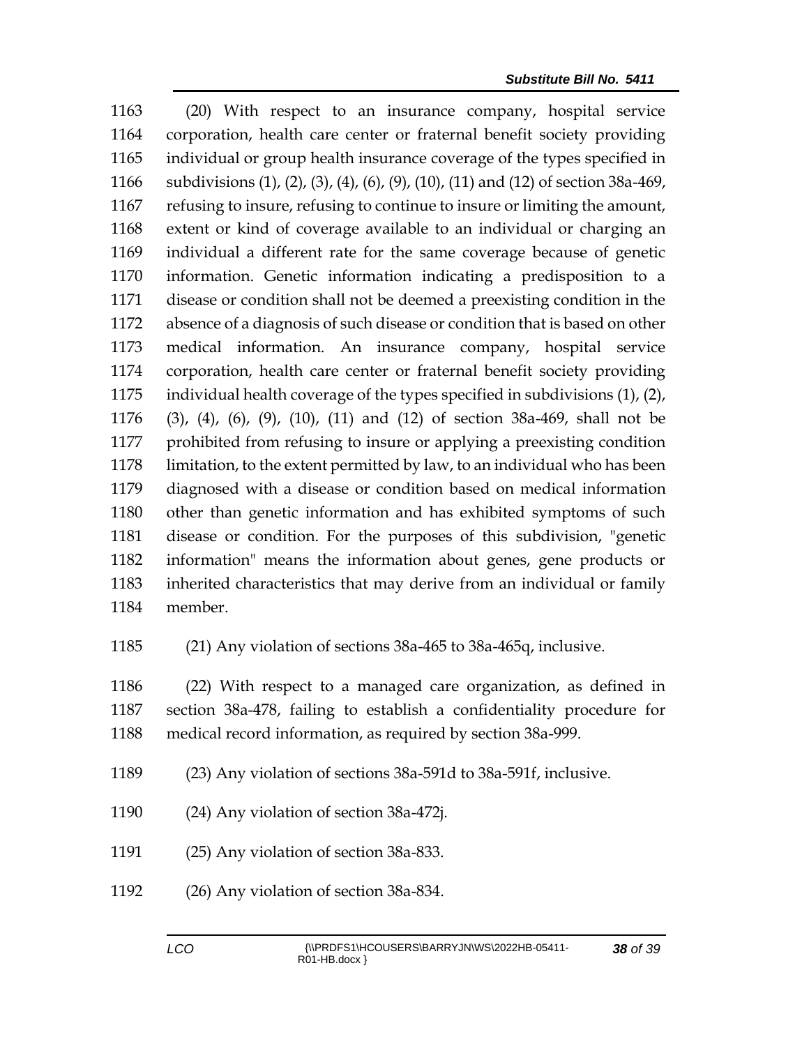1163 (20) With respect to an insurance company, hospital service
1164 corporation, health care center or fraternal benefit society providing
1165 individual or group health insurance coverage of the types specified in
1166 subdivisions (1), (2), (3), (4), (6), (9), (10), (11) and (12) of section 38a-469,
1167 refusing to insure, refusing to continue to insure or limiting the amount,
1168 extent or kind of coverage available to an individual or charging an
1169 individual a different rate for the same coverage because of genetic
1170 information. Genetic information indicating a predisposition to a
1171 disease or condition shall not be deemed a preexisting condition in the
1172 absence of a diagnosis of such disease or condition that is based on other
1173 medical information. An insurance company, hospital service
1174 corporation, health care center or fraternal benefit society providing
1175 individual health coverage of the types specified in subdivisions (1), (2),
1176 (3), (4), (6), (9), (10), (11) and (12) of section 38a-469, shall not be
1177 prohibited from refusing to insure or applying a preexisting condition
1178 limitation, to the extent permitted by law, to an individual who has been
1179 diagnosed with a disease or condition based on medical information
1180 other than genetic information and has exhibited symptoms of such
1181 disease or condition. For the purposes of this subdivision, "genetic
1182 information" means the information about genes, gene products or
1183 inherited characteristics that may derive from an individual or family
1184 member.

1185 (21) Any violation of sections 38a-465 to 38a-465q, inclusive.

1186 (22) With respect to a managed care organization, as defined in
1187 section 38a-478, failing to establish a confidentiality procedure for
1188 medical record information, as required by section 38a-999.

1189 (23) Any violation of sections 38a-591d to 38a-591f, inclusive.

1190 (24) Any violation of section 38a-472j.

1191 (25) Any violation of section 38a-833.

1192 (26) Any violation of section 38a-834.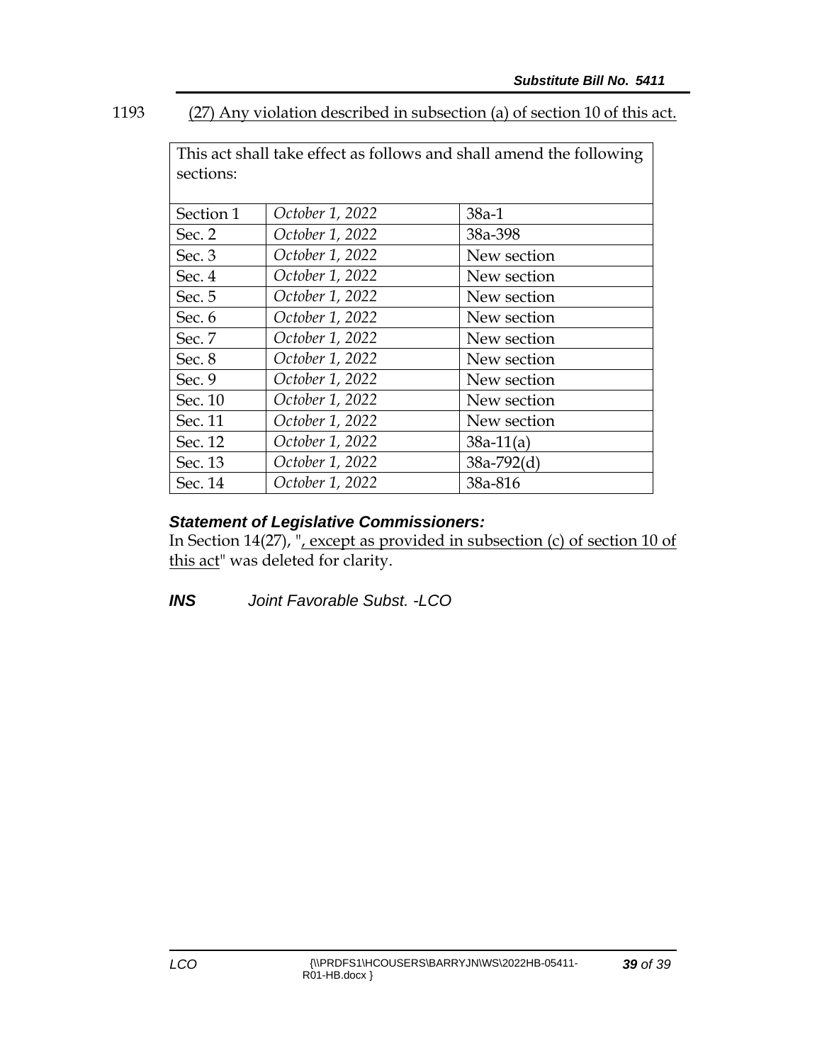1193 <u>(27) Any violation described in subsection (a) of section 10 of this act.</u>

| This act shall take effect as follows and shall amend the following sections: | | |
|---|---|---|
| Section 1 | *October 1, 2022* | 38a-1 |
| Sec. 2 | *October 1, 2022* | 38a-398 |
| Sec. 3 | *October 1, 2022* | New section |
| Sec. 4 | *October 1, 2022* | New section |
| Sec. 5 | *October 1, 2022* | New section |
| Sec. 6 | *October 1, 2022* | New section |
| Sec. 7 | *October 1, 2022* | New section |
| Sec. 8 | *October 1, 2022* | New section |
| Sec. 9 | *October 1, 2022* | New section |
| Sec. 10 | *October 1, 2022* | New section |
| Sec. 11 | *October 1, 2022* | New section |
| Sec. 12 | *October 1, 2022* | 38a-11(a) |
| Sec. 13 | *October 1, 2022* | 38a-792(d) |
| Sec. 14 | *October 1, 2022* | 38a-816 |

***Statement of Legislative Commissioners:***

In Section 14(27), "<u>, except as provided in subsection (c) of section 10 of this act</u>" was deleted for clarity.

***INS*** *Joint Favorable Subst. -LCO*